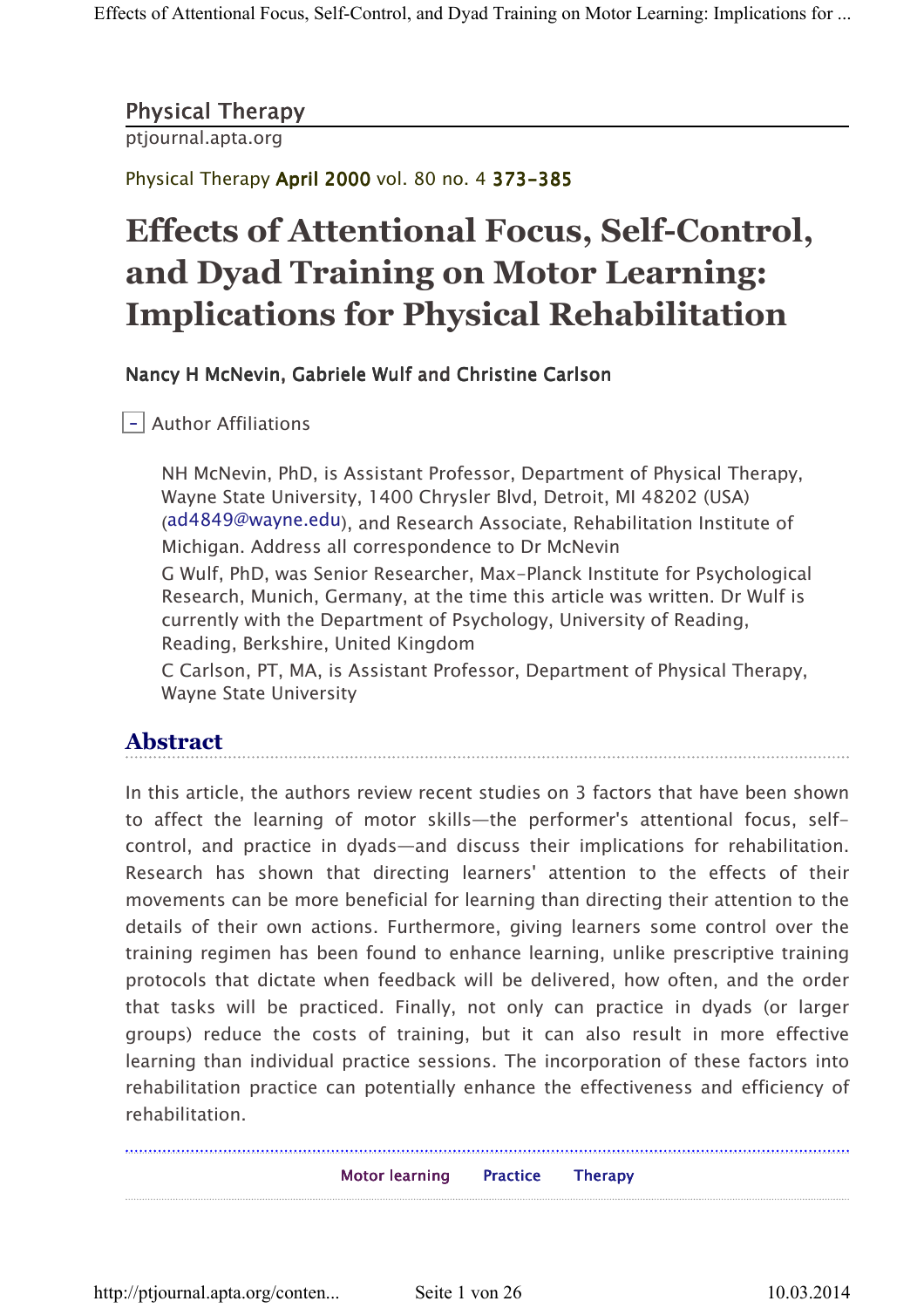Physical Therapy

ptjournal.apta.org

Physical Therapy **April 2000** vol. 80 no. 4 **373-385**

# Effects of Attentional Focus, Self-Control, and Dyad Training on Motor Learning: Implications for Physical Rehabilitation

**Nancy H McNevin, Gabriele Wulf and Christine Carlson**

Author Affiliations

NH McNevin, PhD, is Assistant Professor, Department of Physical Therapy, Wayne State University, 1400 Chrysler Blvd, Detroit, MI 48202 (USA) (ad4849@wayne.edu), and Research Associate, Rehabilitation Institute of Michigan. Address all correspondence to Dr McNevin

G Wulf, PhD, was Senior Researcher, Max-Planck Institute for Psychological Research, Munich, Germany, at the time this article was written. Dr Wulf is currently with the Department of Psychology, University of Reading, Reading, Berkshire, United Kingdom

C Carlson, PT, MA, is Assistant Professor, Department of Physical Therapy, Wayne State University

## Abstract

In this article, the authors review recent studies on 3 factors that have been shown to affect the learning of motor skills—the performer's attentional focus, self-control, and practice in dyads—and discuss their implications for rehabilitation. Research has shown that directing learners' attention to the effects of their movements can be more beneficial for learning than directing their attention to the details of their own actions. Furthermore, giving learners some control over the training regimen has been found to enhance learning, unlike prescriptive training protocols that dictate when feedback will be delivered, how often, and the order that tasks will be practiced. Finally, not only can practice in dyads (or larger groups) reduce the costs of training, but it can also result in more effective learning than individual practice sessions. The incorporation of these factors into rehabilitation practice can potentially enhance the effectiveness and efficiency of rehabilitation.

Motor learning Practice Therapy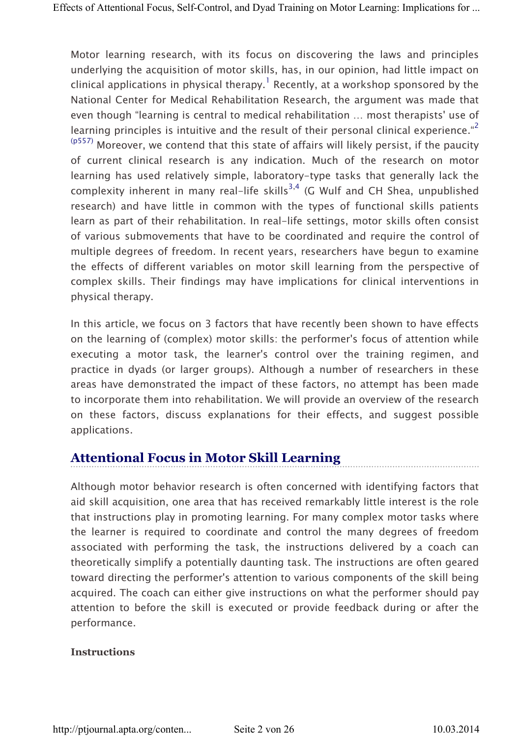Motor learning research, with its focus on discovering the laws and principles underlying the acquisition of motor skills, has, in our opinion, had little impact on clinical applications in physical therapy.[1] Recently, at a workshop sponsored by the National Center for Medical Rehabilitation Research, the argument was made that even though "learning is central to medical rehabilitation … most therapists' use of learning principles is intuitive and the result of their personal clinical experience."[2(p557)] Moreover, we contend that this state of affairs will likely persist, if the paucity of current clinical research is any indication. Much of the research on motor learning has used relatively simple, laboratory-type tasks that generally lack the complexity inherent in many real-life skills[3,4] (G Wulf and CH Shea, unpublished research) and have little in common with the types of functional skills patients learn as part of their rehabilitation. In real-life settings, motor skills often consist of various submovements that have to be coordinated and require the control of multiple degrees of freedom. In recent years, researchers have begun to examine the effects of different variables on motor skill learning from the perspective of complex skills. Their findings may have implications for clinical interventions in physical therapy.

In this article, we focus on 3 factors that have recently been shown to have effects on the learning of (complex) motor skills: the performer's focus of attention while executing a motor task, the learner's control over the training regimen, and practice in dyads (or larger groups). Although a number of researchers in these areas have demonstrated the impact of these factors, no attempt has been made to incorporate them into rehabilitation. We will provide an overview of the research on these factors, discuss explanations for their effects, and suggest possible applications.

## Attentional Focus in Motor Skill Learning

Although motor behavior research is often concerned with identifying factors that aid skill acquisition, one area that has received remarkably little interest is the role that instructions play in promoting learning. For many complex motor tasks where the learner is required to coordinate and control the many degrees of freedom associated with performing the task, the instructions delivered by a coach can theoretically simplify a potentially daunting task. The instructions are often geared toward directing the performer's attention to various components of the skill being acquired. The coach can either give instructions on what the performer should pay attention to before the skill is executed or provide feedback during or after the performance.

### Instructions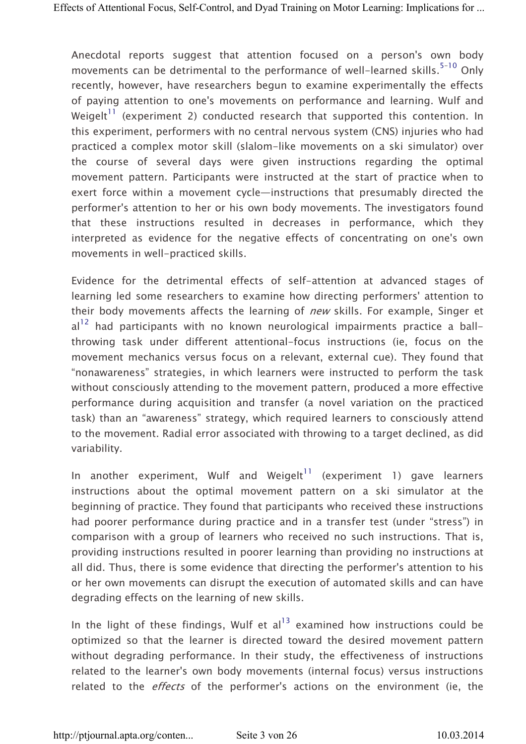Anecdotal reports suggest that attention focused on a person's own body movements can be detrimental to the performance of well-learned skills.[5-10] Only recently, however, have researchers begun to examine experimentally the effects of paying attention to one's movements on performance and learning. Wulf and Weigelt[11] (experiment 2) conducted research that supported this contention. In this experiment, performers with no central nervous system (CNS) injuries who had practiced a complex motor skill (slalom-like movements on a ski simulator) over the course of several days were given instructions regarding the optimal movement pattern. Participants were instructed at the start of practice when to exert force within a movement cycle—instructions that presumably directed the performer's attention to her or his own body movements. The investigators found that these instructions resulted in decreases in performance, which they interpreted as evidence for the negative effects of concentrating on one's own movements in well-practiced skills.

Evidence for the detrimental effects of self-attention at advanced stages of learning led some researchers to examine how directing performers' attention to their body movements affects the learning of *new* skills. For example, Singer et al[12] had participants with no known neurological impairments practice a ball-throwing task under different attentional-focus instructions (ie, focus on the movement mechanics versus focus on a relevant, external cue). They found that "nonawareness" strategies, in which learners were instructed to perform the task without consciously attending to the movement pattern, produced a more effective performance during acquisition and transfer (a novel variation on the practiced task) than an "awareness" strategy, which required learners to consciously attend to the movement. Radial error associated with throwing to a target declined, as did variability.

In another experiment, Wulf and Weigelt[11] (experiment 1) gave learners instructions about the optimal movement pattern on a ski simulator at the beginning of practice. They found that participants who received these instructions had poorer performance during practice and in a transfer test (under "stress") in comparison with a group of learners who received no such instructions. That is, providing instructions resulted in poorer learning than providing no instructions at all did. Thus, there is some evidence that directing the performer's attention to his or her own movements can disrupt the execution of automated skills and can have degrading effects on the learning of new skills.

In the light of these findings, Wulf et al[13] examined how instructions could be optimized so that the learner is directed toward the desired movement pattern without degrading performance. In their study, the effectiveness of instructions related to the learner's own body movements (internal focus) versus instructions related to the *effects* of the performer's actions on the environment (ie, the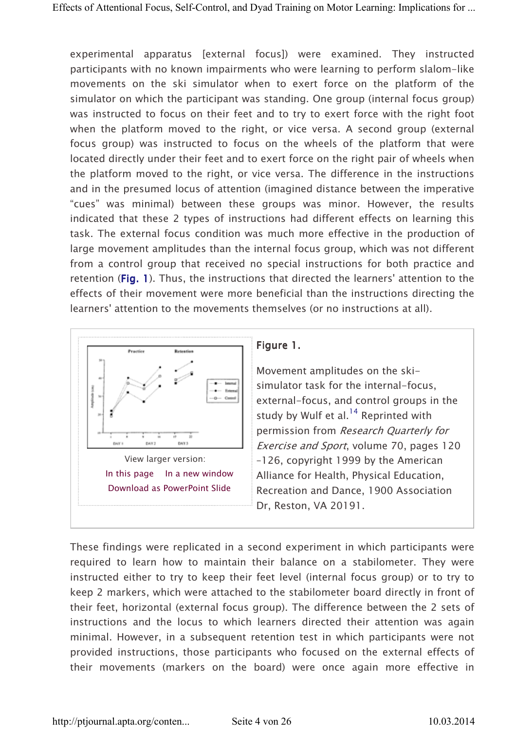experimental apparatus [external focus]) were examined. They instructed participants with no known impairments who were learning to perform slalom-like movements on the ski simulator when to exert force on the platform of the simulator on which the participant was standing. One group (internal focus group) was instructed to focus on their feet and to try to exert force with the right foot when the platform moved to the right, or vice versa. A second group (external focus group) was instructed to focus on the wheels of the platform that were located directly under their feet and to exert force on the right pair of wheels when the platform moved to the right, or vice versa. The difference in the instructions and in the presumed locus of attention (imagined distance between the imperative "cues" was minimal) between these groups was minor. However, the results indicated that these 2 types of instructions had different effects on learning this task. The external focus condition was much more effective in the production of large movement amplitudes than the internal focus group, which was not different from a control group that received no special instructions for both practice and retention (Fig. 1). Thus, the instructions that directed the learners' attention to the effects of their movement were more beneficial than the instructions directing the learners' attention to the movements themselves (or no instructions at all).

View larger version:
In this page  In a new window
Download as PowerPoint Slide

**Figure 1.**

Movement amplitudes on the ski-simulator task for the internal-focus, external-focus, and control groups in the study by Wulf et al.[14] Reprinted with permission from *Research Quarterly for Exercise and Sport*, volume 70, pages 120–126, copyright 1999 by the American Alliance for Health, Physical Education, Recreation and Dance, 1900 Association Dr, Reston, VA 20191.

These findings were replicated in a second experiment in which participants were required to learn how to maintain their balance on a stabilometer. They were instructed either to try to keep their feet level (internal focus group) or to try to keep 2 markers, which were attached to the stabilometer board directly in front of their feet, horizontal (external focus group). The difference between the 2 sets of instructions and the locus to which learners directed their attention was again minimal. However, in a subsequent retention test in which participants were not provided instructions, those participants who focused on the external effects of their movements (markers on the board) were once again more effective in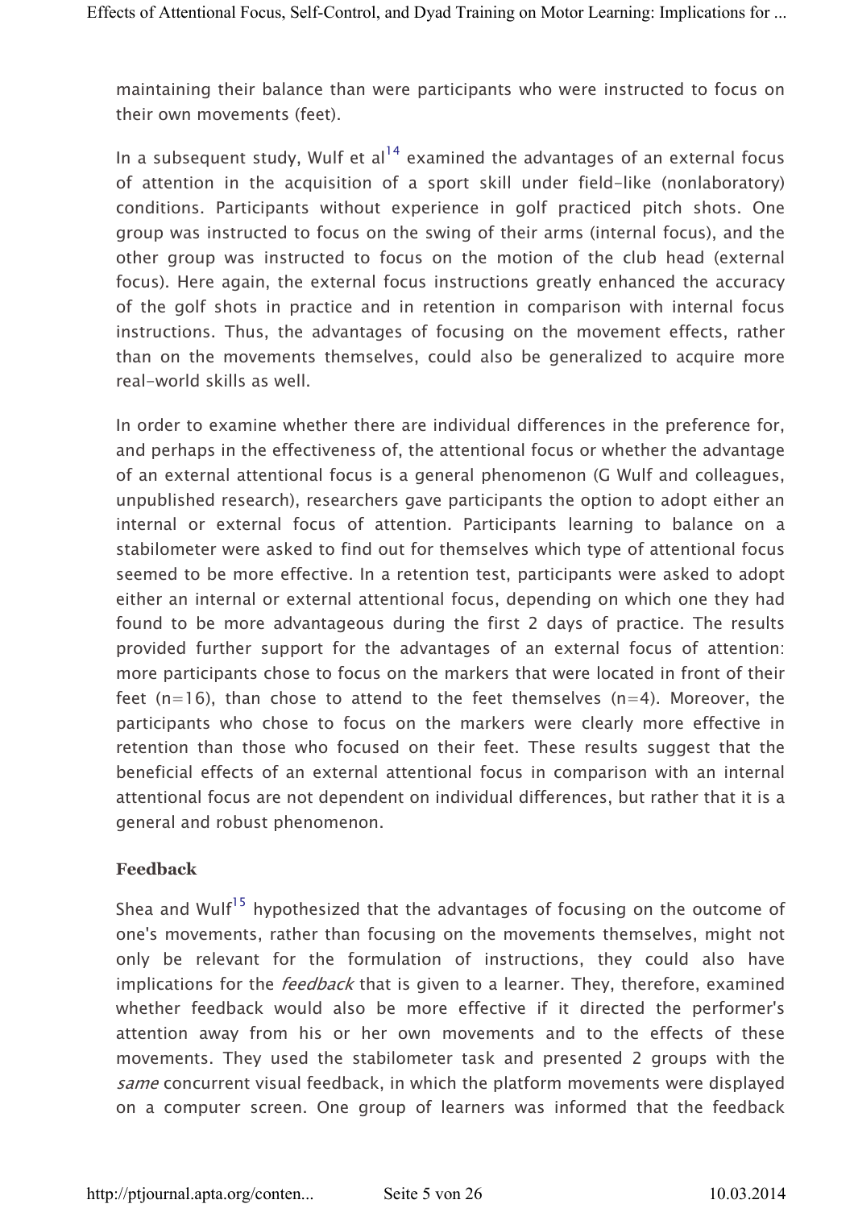maintaining their balance than were participants who were instructed to focus on their own movements (feet).

In a subsequent study, Wulf et al[14] examined the advantages of an external focus of attention in the acquisition of a sport skill under field-like (nonlaboratory) conditions. Participants without experience in golf practiced pitch shots. One group was instructed to focus on the swing of their arms (internal focus), and the other group was instructed to focus on the motion of the club head (external focus). Here again, the external focus instructions greatly enhanced the accuracy of the golf shots in practice and in retention in comparison with internal focus instructions. Thus, the advantages of focusing on the movement effects, rather than on the movements themselves, could also be generalized to acquire more real-world skills as well.

In order to examine whether there are individual differences in the preference for, and perhaps in the effectiveness of, the attentional focus or whether the advantage of an external attentional focus is a general phenomenon (G Wulf and colleagues, unpublished research), researchers gave participants the option to adopt either an internal or external focus of attention. Participants learning to balance on a stabilometer were asked to find out for themselves which type of attentional focus seemed to be more effective. In a retention test, participants were asked to adopt either an internal or external attentional focus, depending on which one they had found to be more advantageous during the first 2 days of practice. The results provided further support for the advantages of an external focus of attention: more participants chose to focus on the markers that were located in front of their feet (n=16), than chose to attend to the feet themselves (n=4). Moreover, the participants who chose to focus on the markers were clearly more effective in retention than those who focused on their feet. These results suggest that the beneficial effects of an external attentional focus in comparison with an internal attentional focus are not dependent on individual differences, but rather that it is a general and robust phenomenon.

### Feedback

Shea and Wulf[15] hypothesized that the advantages of focusing on the outcome of one's movements, rather than focusing on the movements themselves, might not only be relevant for the formulation of instructions, they could also have implications for the *feedback* that is given to a learner. They, therefore, examined whether feedback would also be more effective if it directed the performer's attention away from his or her own movements and to the effects of these movements. They used the stabilometer task and presented 2 groups with the *same* concurrent visual feedback, in which the platform movements were displayed on a computer screen. One group of learners was informed that the feedback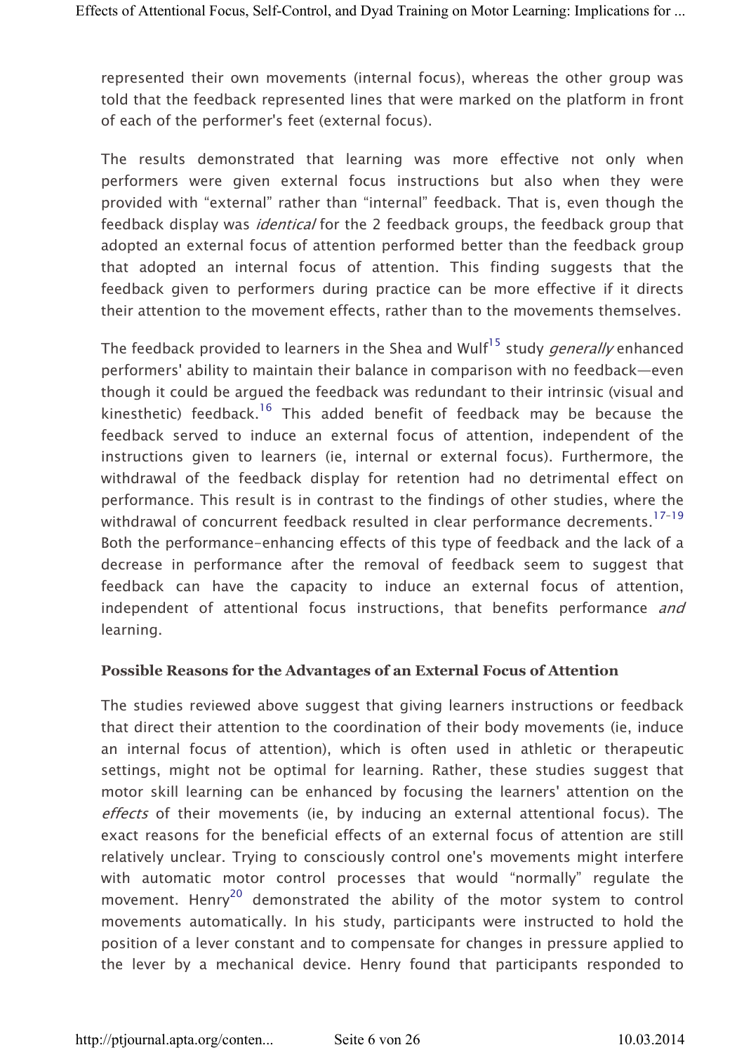represented their own movements (internal focus), whereas the other group was told that the feedback represented lines that were marked on the platform in front of each of the performer's feet (external focus).

The results demonstrated that learning was more effective not only when performers were given external focus instructions but also when they were provided with "external" rather than "internal" feedback. That is, even though the feedback display was *identical* for the 2 feedback groups, the feedback group that adopted an external focus of attention performed better than the feedback group that adopted an internal focus of attention. This finding suggests that the feedback given to performers during practice can be more effective if it directs their attention to the movement effects, rather than to the movements themselves.

The feedback provided to learners in the Shea and Wulf[15] study *generally* enhanced performers' ability to maintain their balance in comparison with no feedback—even though it could be argued the feedback was redundant to their intrinsic (visual and kinesthetic) feedback.[16] This added benefit of feedback may be because the feedback served to induce an external focus of attention, independent of the instructions given to learners (ie, internal or external focus). Furthermore, the withdrawal of the feedback display for retention had no detrimental effect on performance. This result is in contrast to the findings of other studies, where the withdrawal of concurrent feedback resulted in clear performance decrements.[17–19] Both the performance-enhancing effects of this type of feedback and the lack of a decrease in performance after the removal of feedback seem to suggest that feedback can have the capacity to induce an external focus of attention, independent of attentional focus instructions, that benefits performance *and* learning.

### Possible Reasons for the Advantages of an External Focus of Attention

The studies reviewed above suggest that giving learners instructions or feedback that direct their attention to the coordination of their body movements (ie, induce an internal focus of attention), which is often used in athletic or therapeutic settings, might not be optimal for learning. Rather, these studies suggest that motor skill learning can be enhanced by focusing the learners' attention on the *effects* of their movements (ie, by inducing an external attentional focus). The exact reasons for the beneficial effects of an external focus of attention are still relatively unclear. Trying to consciously control one's movements might interfere with automatic motor control processes that would "normally" regulate the movement. Henry[20] demonstrated the ability of the motor system to control movements automatically. In his study, participants were instructed to hold the position of a lever constant and to compensate for changes in pressure applied to the lever by a mechanical device. Henry found that participants responded to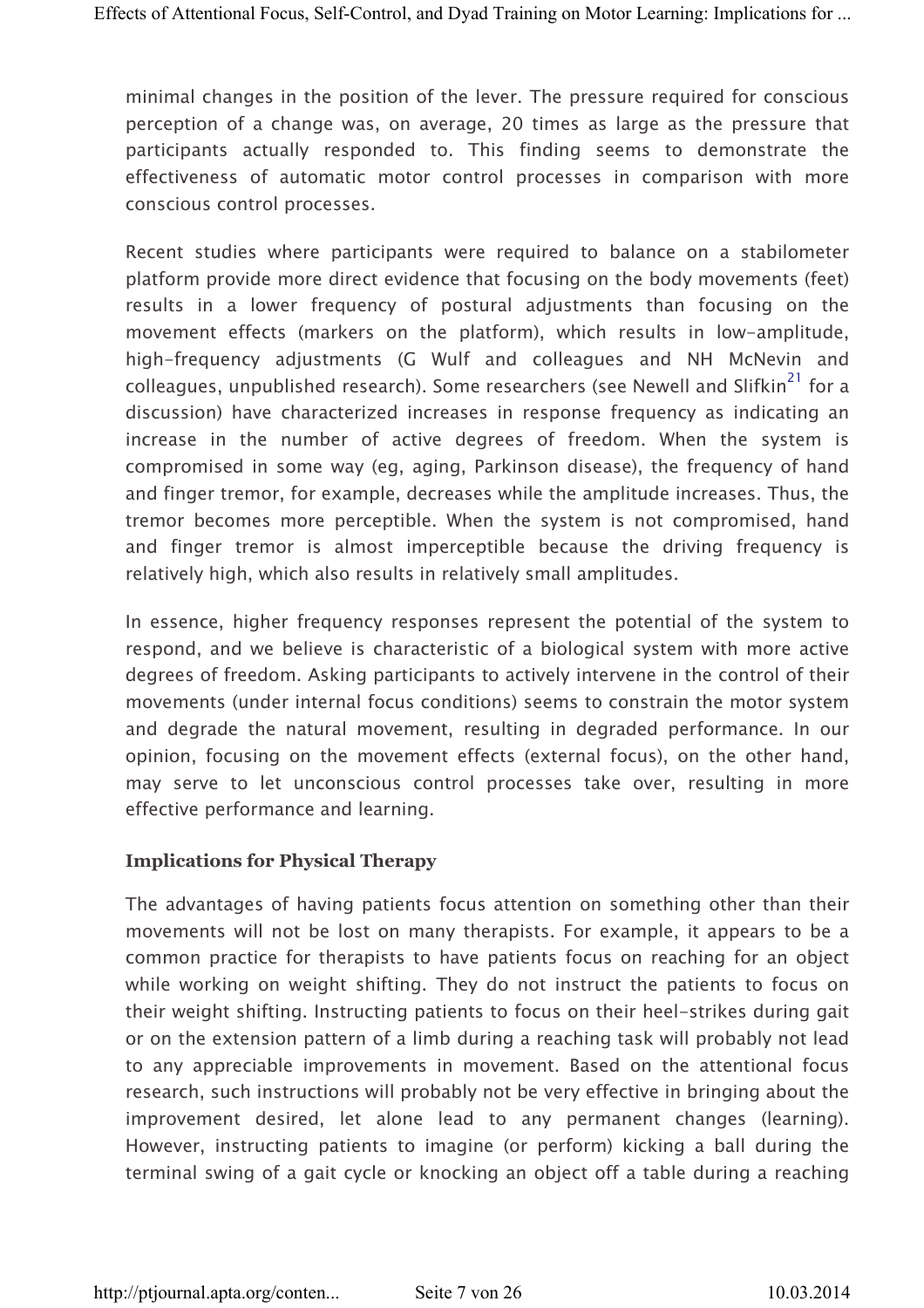minimal changes in the position of the lever. The pressure required for conscious perception of a change was, on average, 20 times as large as the pressure that participants actually responded to. This finding seems to demonstrate the effectiveness of automatic motor control processes in comparison with more conscious control processes.

Recent studies where participants were required to balance on a stabilometer platform provide more direct evidence that focusing on the body movements (feet) results in a lower frequency of postural adjustments than focusing on the movement effects (markers on the platform), which results in low-amplitude, high-frequency adjustments (G Wulf and colleagues and NH McNevin and colleagues, unpublished research). Some researchers (see Newell and Slifkin[21] for a discussion) have characterized increases in response frequency as indicating an increase in the number of active degrees of freedom. When the system is compromised in some way (eg, aging, Parkinson disease), the frequency of hand and finger tremor, for example, decreases while the amplitude increases. Thus, the tremor becomes more perceptible. When the system is not compromised, hand and finger tremor is almost imperceptible because the driving frequency is relatively high, which also results in relatively small amplitudes.

In essence, higher frequency responses represent the potential of the system to respond, and we believe is characteristic of a biological system with more active degrees of freedom. Asking participants to actively intervene in the control of their movements (under internal focus conditions) seems to constrain the motor system and degrade the natural movement, resulting in degraded performance. In our opinion, focusing on the movement effects (external focus), on the other hand, may serve to let unconscious control processes take over, resulting in more effective performance and learning.

### Implications for Physical Therapy

The advantages of having patients focus attention on something other than their movements will not be lost on many therapists. For example, it appears to be a common practice for therapists to have patients focus on reaching for an object while working on weight shifting. They do not instruct the patients to focus on their weight shifting. Instructing patients to focus on their heel-strikes during gait or on the extension pattern of a limb during a reaching task will probably not lead to any appreciable improvements in movement. Based on the attentional focus research, such instructions will probably not be very effective in bringing about the improvement desired, let alone lead to any permanent changes (learning). However, instructing patients to imagine (or perform) kicking a ball during the terminal swing of a gait cycle or knocking an object off a table during a reaching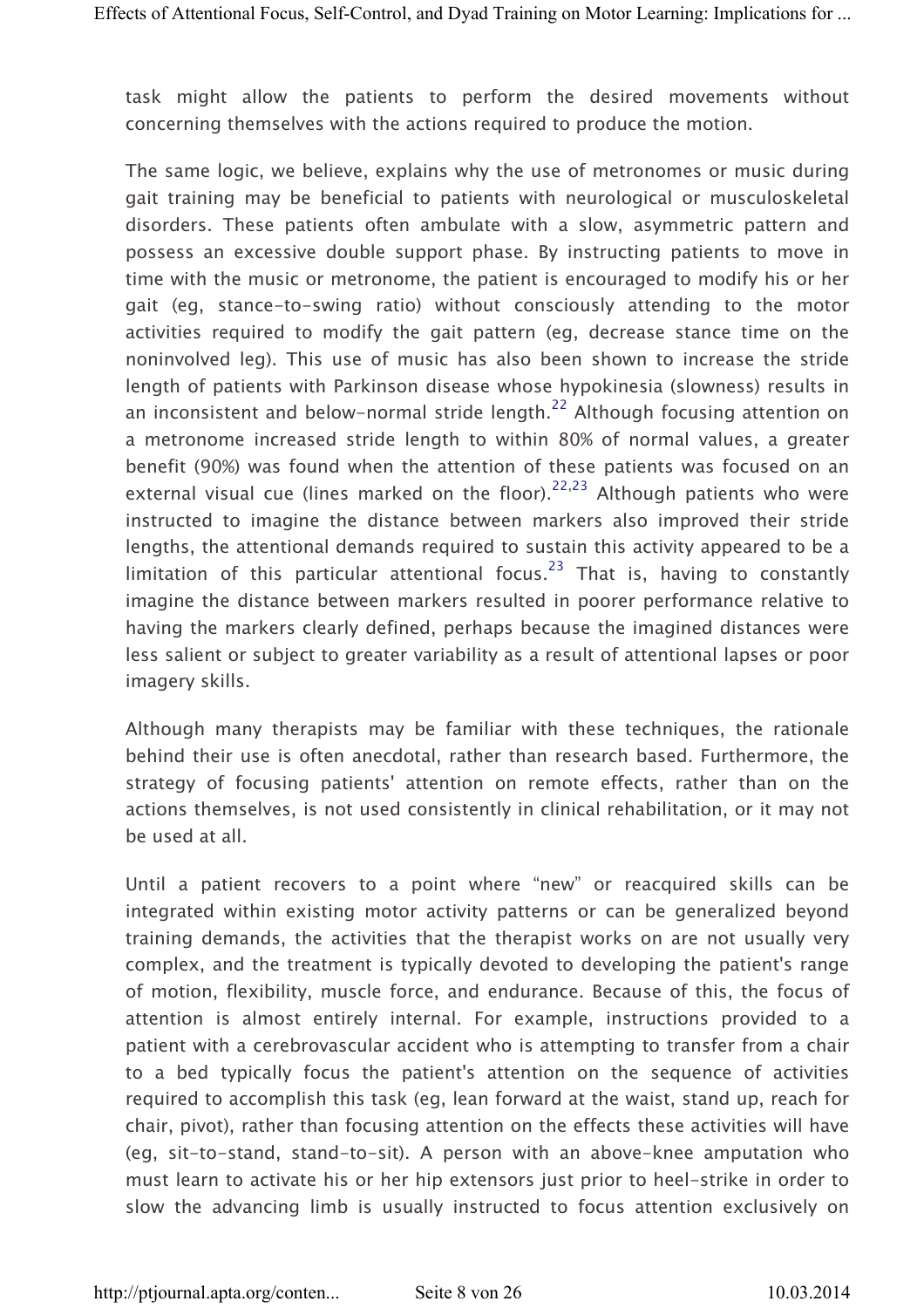task might allow the patients to perform the desired movements without concerning themselves with the actions required to produce the motion.

The same logic, we believe, explains why the use of metronomes or music during gait training may be beneficial to patients with neurological or musculoskeletal disorders. These patients often ambulate with a slow, asymmetric pattern and possess an excessive double support phase. By instructing patients to move in time with the music or metronome, the patient is encouraged to modify his or her gait (eg, stance-to-swing ratio) without consciously attending to the motor activities required to modify the gait pattern (eg, decrease stance time on the noninvolved leg). This use of music has also been shown to increase the stride length of patients with Parkinson disease whose hypokinesia (slowness) results in an inconsistent and below-normal stride length.[22] Although focusing attention on a metronome increased stride length to within 80% of normal values, a greater benefit (90%) was found when the attention of these patients was focused on an external visual cue (lines marked on the floor).[22,23] Although patients who were instructed to imagine the distance between markers also improved their stride lengths, the attentional demands required to sustain this activity appeared to be a limitation of this particular attentional focus.[23] That is, having to constantly imagine the distance between markers resulted in poorer performance relative to having the markers clearly defined, perhaps because the imagined distances were less salient or subject to greater variability as a result of attentional lapses or poor imagery skills.

Although many therapists may be familiar with these techniques, the rationale behind their use is often anecdotal, rather than research based. Furthermore, the strategy of focusing patients' attention on remote effects, rather than on the actions themselves, is not used consistently in clinical rehabilitation, or it may not be used at all.

Until a patient recovers to a point where "new" or reacquired skills can be integrated within existing motor activity patterns or can be generalized beyond training demands, the activities that the therapist works on are not usually very complex, and the treatment is typically devoted to developing the patient's range of motion, flexibility, muscle force, and endurance. Because of this, the focus of attention is almost entirely internal. For example, instructions provided to a patient with a cerebrovascular accident who is attempting to transfer from a chair to a bed typically focus the patient's attention on the sequence of activities required to accomplish this task (eg, lean forward at the waist, stand up, reach for chair, pivot), rather than focusing attention on the effects these activities will have (eg, sit-to-stand, stand-to-sit). A person with an above-knee amputation who must learn to activate his or her hip extensors just prior to heel-strike in order to slow the advancing limb is usually instructed to focus attention exclusively on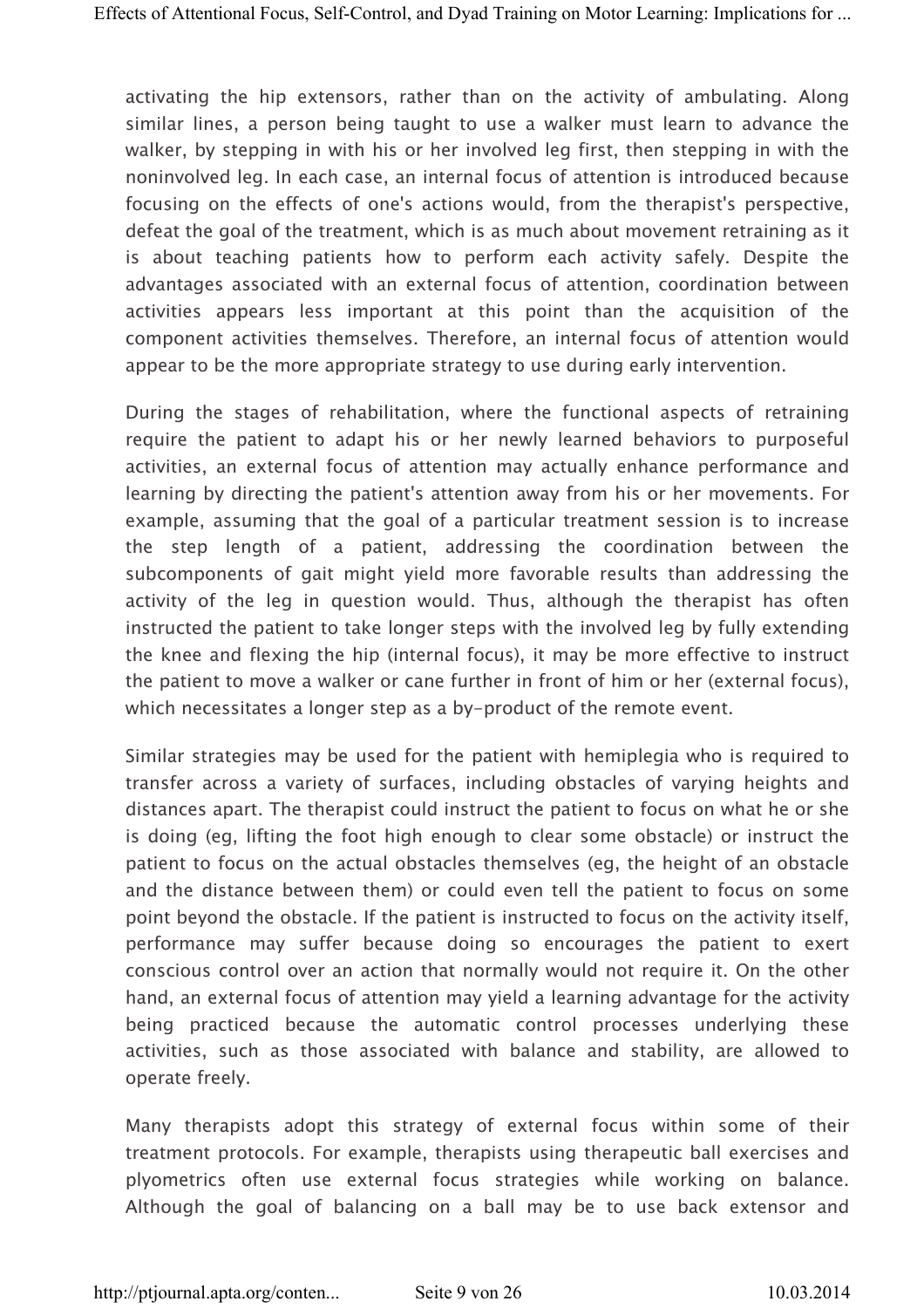activating the hip extensors, rather than on the activity of ambulating. Along similar lines, a person being taught to use a walker must learn to advance the walker, by stepping in with his or her involved leg first, then stepping in with the noninvolved leg. In each case, an internal focus of attention is introduced because focusing on the effects of one's actions would, from the therapist's perspective, defeat the goal of the treatment, which is as much about movement retraining as it is about teaching patients how to perform each activity safely. Despite the advantages associated with an external focus of attention, coordination between activities appears less important at this point than the acquisition of the component activities themselves. Therefore, an internal focus of attention would appear to be the more appropriate strategy to use during early intervention.

During the stages of rehabilitation, where the functional aspects of retraining require the patient to adapt his or her newly learned behaviors to purposeful activities, an external focus of attention may actually enhance performance and learning by directing the patient's attention away from his or her movements. For example, assuming that the goal of a particular treatment session is to increase the step length of a patient, addressing the coordination between the subcomponents of gait might yield more favorable results than addressing the activity of the leg in question would. Thus, although the therapist has often instructed the patient to take longer steps with the involved leg by fully extending the knee and flexing the hip (internal focus), it may be more effective to instruct the patient to move a walker or cane further in front of him or her (external focus), which necessitates a longer step as a by-product of the remote event.

Similar strategies may be used for the patient with hemiplegia who is required to transfer across a variety of surfaces, including obstacles of varying heights and distances apart. The therapist could instruct the patient to focus on what he or she is doing (eg, lifting the foot high enough to clear some obstacle) or instruct the patient to focus on the actual obstacles themselves (eg, the height of an obstacle and the distance between them) or could even tell the patient to focus on some point beyond the obstacle. If the patient is instructed to focus on the activity itself, performance may suffer because doing so encourages the patient to exert conscious control over an action that normally would not require it. On the other hand, an external focus of attention may yield a learning advantage for the activity being practiced because the automatic control processes underlying these activities, such as those associated with balance and stability, are allowed to operate freely.

Many therapists adopt this strategy of external focus within some of their treatment protocols. For example, therapists using therapeutic ball exercises and plyometrics often use external focus strategies while working on balance. Although the goal of balancing on a ball may be to use back extensor and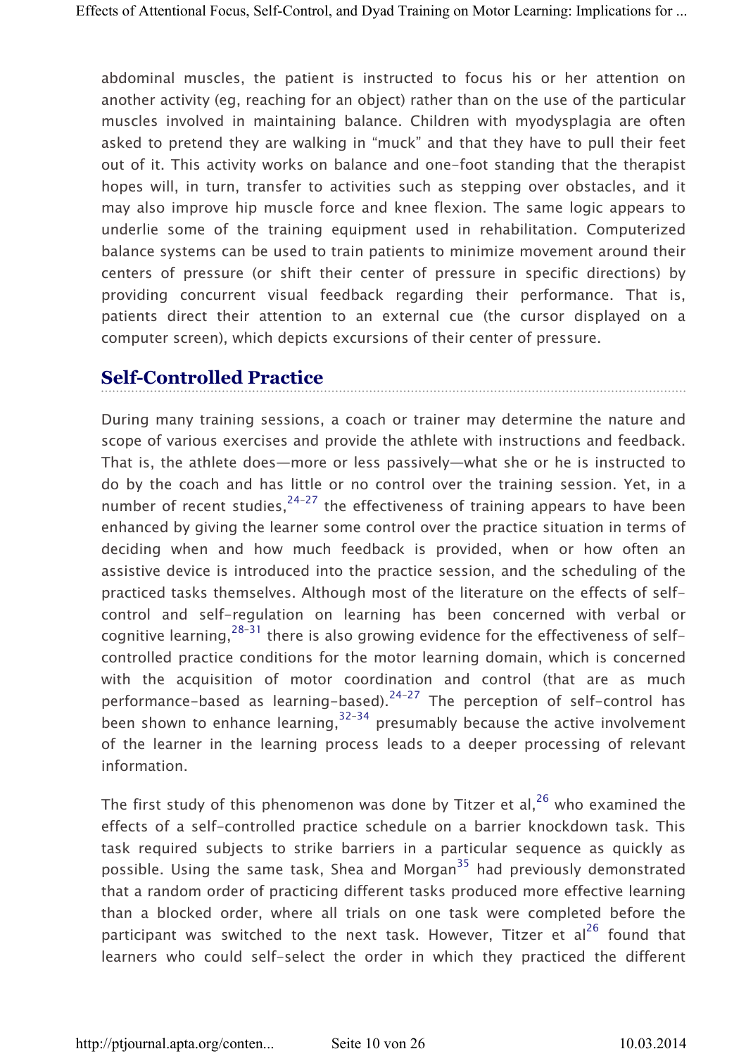abdominal muscles, the patient is instructed to focus his or her attention on another activity (eg, reaching for an object) rather than on the use of the particular muscles involved in maintaining balance. Children with myodysplagia are often asked to pretend they are walking in "muck" and that they have to pull their feet out of it. This activity works on balance and one-foot standing that the therapist hopes will, in turn, transfer to activities such as stepping over obstacles, and it may also improve hip muscle force and knee flexion. The same logic appears to underlie some of the training equipment used in rehabilitation. Computerized balance systems can be used to train patients to minimize movement around their centers of pressure (or shift their center of pressure in specific directions) by providing concurrent visual feedback regarding their performance. That is, patients direct their attention to an external cue (the cursor displayed on a computer screen), which depicts excursions of their center of pressure.

## Self-Controlled Practice

During many training sessions, a coach or trainer may determine the nature and scope of various exercises and provide the athlete with instructions and feedback. That is, the athlete does—more or less passively—what she or he is instructed to do by the coach and has little or no control over the training session. Yet, in a number of recent studies,[24–27] the effectiveness of training appears to have been enhanced by giving the learner some control over the practice situation in terms of deciding when and how much feedback is provided, when or how often an assistive device is introduced into the practice session, and the scheduling of the practiced tasks themselves. Although most of the literature on the effects of self-control and self-regulation on learning has been concerned with verbal or cognitive learning,[28–31] there is also growing evidence for the effectiveness of self-controlled practice conditions for the motor learning domain, which is concerned with the acquisition of motor coordination and control (that are as much performance-based as learning-based).[24–27] The perception of self-control has been shown to enhance learning,[32–34] presumably because the active involvement of the learner in the learning process leads to a deeper processing of relevant information.

The first study of this phenomenon was done by Titzer et al,[26] who examined the effects of a self-controlled practice schedule on a barrier knockdown task. This task required subjects to strike barriers in a particular sequence as quickly as possible. Using the same task, Shea and Morgan[35] had previously demonstrated that a random order of practicing different tasks produced more effective learning than a blocked order, where all trials on one task were completed before the participant was switched to the next task. However, Titzer et al[26] found that learners who could self-select the order in which they practiced the different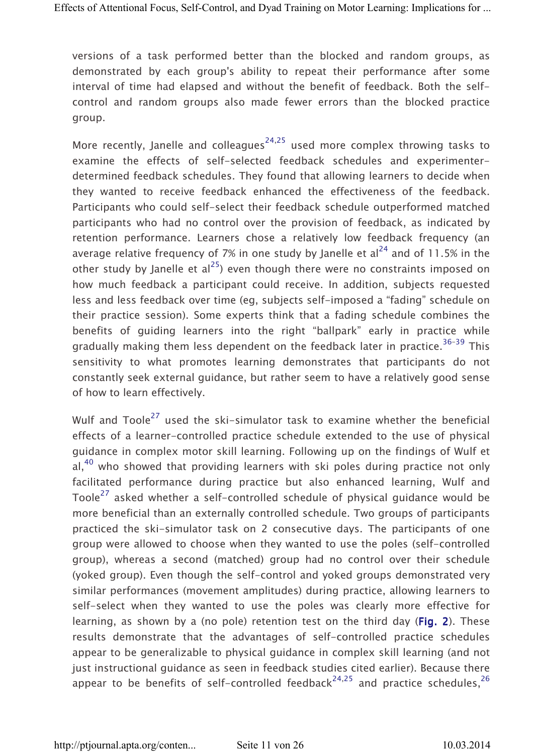versions of a task performed better than the blocked and random groups, as demonstrated by each group's ability to repeat their performance after some interval of time had elapsed and without the benefit of feedback. Both the self-control and random groups also made fewer errors than the blocked practice group.

More recently, Janelle and colleagues[24,25] used more complex throwing tasks to examine the effects of self-selected feedback schedules and experimenter-determined feedback schedules. They found that allowing learners to decide when they wanted to receive feedback enhanced the effectiveness of the feedback. Participants who could self-select their feedback schedule outperformed matched participants who had no control over the provision of feedback, as indicated by retention performance. Learners chose a relatively low feedback frequency (an average relative frequency of 7% in one study by Janelle et al[24] and of 11.5% in the other study by Janelle et al[25]) even though there were no constraints imposed on how much feedback a participant could receive. In addition, subjects requested less and less feedback over time (eg, subjects self-imposed a "fading" schedule on their practice session). Some experts think that a fading schedule combines the benefits of guiding learners into the right "ballpark" early in practice while gradually making them less dependent on the feedback later in practice.[36–39] This sensitivity to what promotes learning demonstrates that participants do not constantly seek external guidance, but rather seem to have a relatively good sense of how to learn effectively.

Wulf and Toole[27] used the ski-simulator task to examine whether the beneficial effects of a learner-controlled practice schedule extended to the use of physical guidance in complex motor skill learning. Following up on the findings of Wulf et al,[40] who showed that providing learners with ski poles during practice not only facilitated performance during practice but also enhanced learning, Wulf and Toole[27] asked whether a self-controlled schedule of physical guidance would be more beneficial than an externally controlled schedule. Two groups of participants practiced the ski-simulator task on 2 consecutive days. The participants of one group were allowed to choose when they wanted to use the poles (self-controlled group), whereas a second (matched) group had no control over their schedule (yoked group). Even though the self-control and yoked groups demonstrated very similar performances (movement amplitudes) during practice, allowing learners to self-select when they wanted to use the poles was clearly more effective for learning, as shown by a (no pole) retention test on the third day (**Fig. 2**). These results demonstrate that the advantages of self-controlled practice schedules appear to be generalizable to physical guidance in complex skill learning (and not just instructional guidance as seen in feedback studies cited earlier). Because there appear to be benefits of self-controlled feedback[24,25] and practice schedules,[26]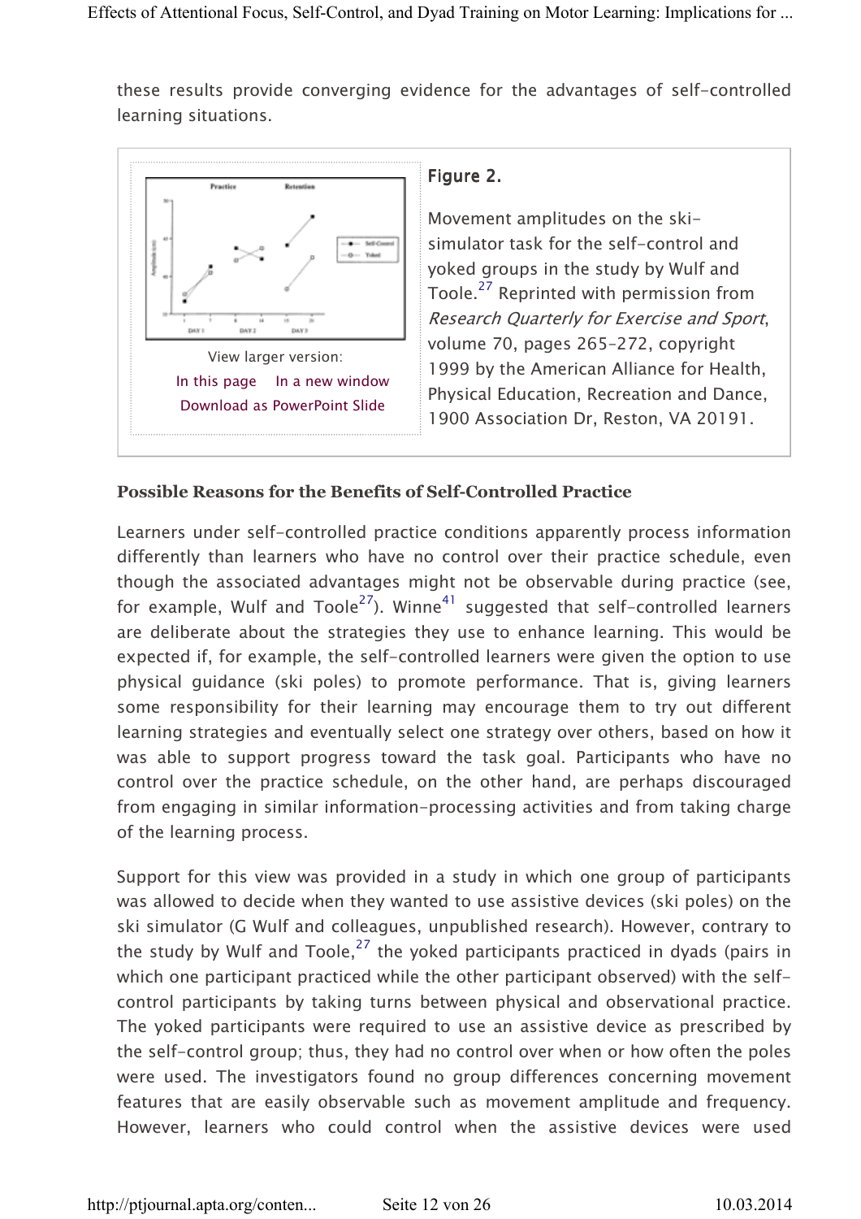these results provide converging evidence for the advantages of self-controlled learning situations.

**Figure 2.**

Movement amplitudes on the ski-simulator task for the self-control and yoked groups in the study by Wulf and Toole.[27] Reprinted with permission from *Research Quarterly for Exercise and Sport*, volume 70, pages 265–272, copyright 1999 by the American Alliance for Health, Physical Education, Recreation and Dance, 1900 Association Dr, Reston, VA 20191.

View larger version:
In this page In a new window
Download as PowerPoint Slide

### Possible Reasons for the Benefits of Self-Controlled Practice

Learners under self-controlled practice conditions apparently process information differently than learners who have no control over their practice schedule, even though the associated advantages might not be observable during practice (see, for example, Wulf and Toole[27]). Winne[41] suggested that self-controlled learners are deliberate about the strategies they use to enhance learning. This would be expected if, for example, the self-controlled learners were given the option to use physical guidance (ski poles) to promote performance. That is, giving learners some responsibility for their learning may encourage them to try out different learning strategies and eventually select one strategy over others, based on how it was able to support progress toward the task goal. Participants who have no control over the practice schedule, on the other hand, are perhaps discouraged from engaging in similar information-processing activities and from taking charge of the learning process.

Support for this view was provided in a study in which one group of participants was allowed to decide when they wanted to use assistive devices (ski poles) on the ski simulator (G Wulf and colleagues, unpublished research). However, contrary to the study by Wulf and Toole,[27] the yoked participants practiced in dyads (pairs in which one participant practiced while the other participant observed) with the self-control participants by taking turns between physical and observational practice. The yoked participants were required to use an assistive device as prescribed by the self-control group; thus, they had no control over when or how often the poles were used. The investigators found no group differences concerning movement features that are easily observable such as movement amplitude and frequency. However, learners who could control when the assistive devices were used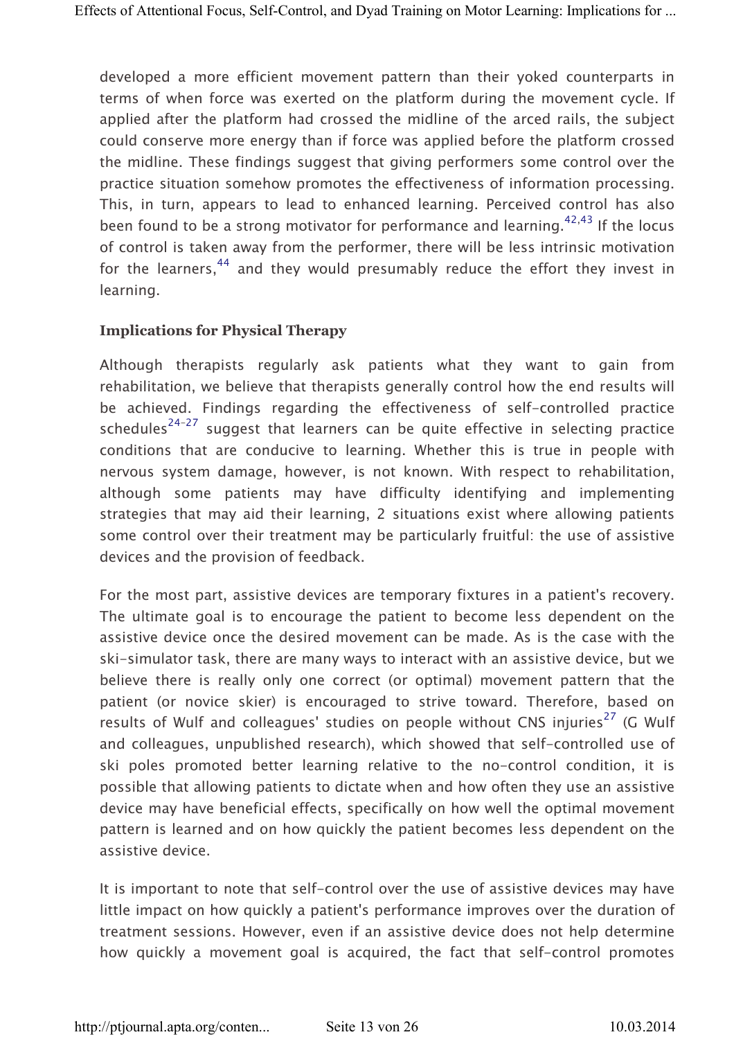developed a more efficient movement pattern than their yoked counterparts in terms of when force was exerted on the platform during the movement cycle. If applied after the platform had crossed the midline of the arced rails, the subject could conserve more energy than if force was applied before the platform crossed the midline. These findings suggest that giving performers some control over the practice situation somehow promotes the effectiveness of information processing. This, in turn, appears to lead to enhanced learning. Perceived control has also been found to be a strong motivator for performance and learning.[42,43] If the locus of control is taken away from the performer, there will be less intrinsic motivation for the learners,[44] and they would presumably reduce the effort they invest in learning.

### Implications for Physical Therapy

Although therapists regularly ask patients what they want to gain from rehabilitation, we believe that therapists generally control how the end results will be achieved. Findings regarding the effectiveness of self-controlled practice schedules[24-27] suggest that learners can be quite effective in selecting practice conditions that are conducive to learning. Whether this is true in people with nervous system damage, however, is not known. With respect to rehabilitation, although some patients may have difficulty identifying and implementing strategies that may aid their learning, 2 situations exist where allowing patients some control over their treatment may be particularly fruitful: the use of assistive devices and the provision of feedback.

For the most part, assistive devices are temporary fixtures in a patient's recovery. The ultimate goal is to encourage the patient to become less dependent on the assistive device once the desired movement can be made. As is the case with the ski-simulator task, there are many ways to interact with an assistive device, but we believe there is really only one correct (or optimal) movement pattern that the patient (or novice skier) is encouraged to strive toward. Therefore, based on results of Wulf and colleagues' studies on people without CNS injuries[27] (G Wulf and colleagues, unpublished research), which showed that self-controlled use of ski poles promoted better learning relative to the no-control condition, it is possible that allowing patients to dictate when and how often they use an assistive device may have beneficial effects, specifically on how well the optimal movement pattern is learned and on how quickly the patient becomes less dependent on the assistive device.

It is important to note that self-control over the use of assistive devices may have little impact on how quickly a patient's performance improves over the duration of treatment sessions. However, even if an assistive device does not help determine how quickly a movement goal is acquired, the fact that self-control promotes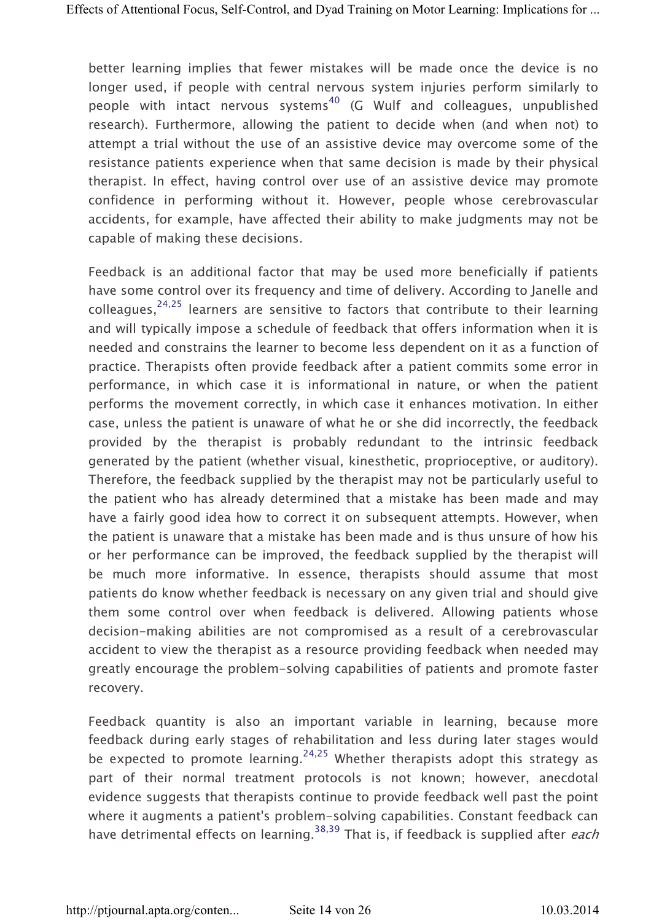better learning implies that fewer mistakes will be made once the device is no longer used, if people with central nervous system injuries perform similarly to people with intact nervous systems[40] (G Wulf and colleagues, unpublished research). Furthermore, allowing the patient to decide when (and when not) to attempt a trial without the use of an assistive device may overcome some of the resistance patients experience when that same decision is made by their physical therapist. In effect, having control over use of an assistive device may promote confidence in performing without it. However, people whose cerebrovascular accidents, for example, have affected their ability to make judgments may not be capable of making these decisions.

Feedback is an additional factor that may be used more beneficially if patients have some control over its frequency and time of delivery. According to Janelle and colleagues,[24,25] learners are sensitive to factors that contribute to their learning and will typically impose a schedule of feedback that offers information when it is needed and constrains the learner to become less dependent on it as a function of practice. Therapists often provide feedback after a patient commits some error in performance, in which case it is informational in nature, or when the patient performs the movement correctly, in which case it enhances motivation. In either case, unless the patient is unaware of what he or she did incorrectly, the feedback provided by the therapist is probably redundant to the intrinsic feedback generated by the patient (whether visual, kinesthetic, proprioceptive, or auditory). Therefore, the feedback supplied by the therapist may not be particularly useful to the patient who has already determined that a mistake has been made and may have a fairly good idea how to correct it on subsequent attempts. However, when the patient is unaware that a mistake has been made and is thus unsure of how his or her performance can be improved, the feedback supplied by the therapist will be much more informative. In essence, therapists should assume that most patients do know whether feedback is necessary on any given trial and should give them some control over when feedback is delivered. Allowing patients whose decision-making abilities are not compromised as a result of a cerebrovascular accident to view the therapist as a resource providing feedback when needed may greatly encourage the problem-solving capabilities of patients and promote faster recovery.

Feedback quantity is also an important variable in learning, because more feedback during early stages of rehabilitation and less during later stages would be expected to promote learning.[24,25] Whether therapists adopt this strategy as part of their normal treatment protocols is not known; however, anecdotal evidence suggests that therapists continue to provide feedback well past the point where it augments a patient's problem-solving capabilities. Constant feedback can have detrimental effects on learning.[38,39] That is, if feedback is supplied after *each*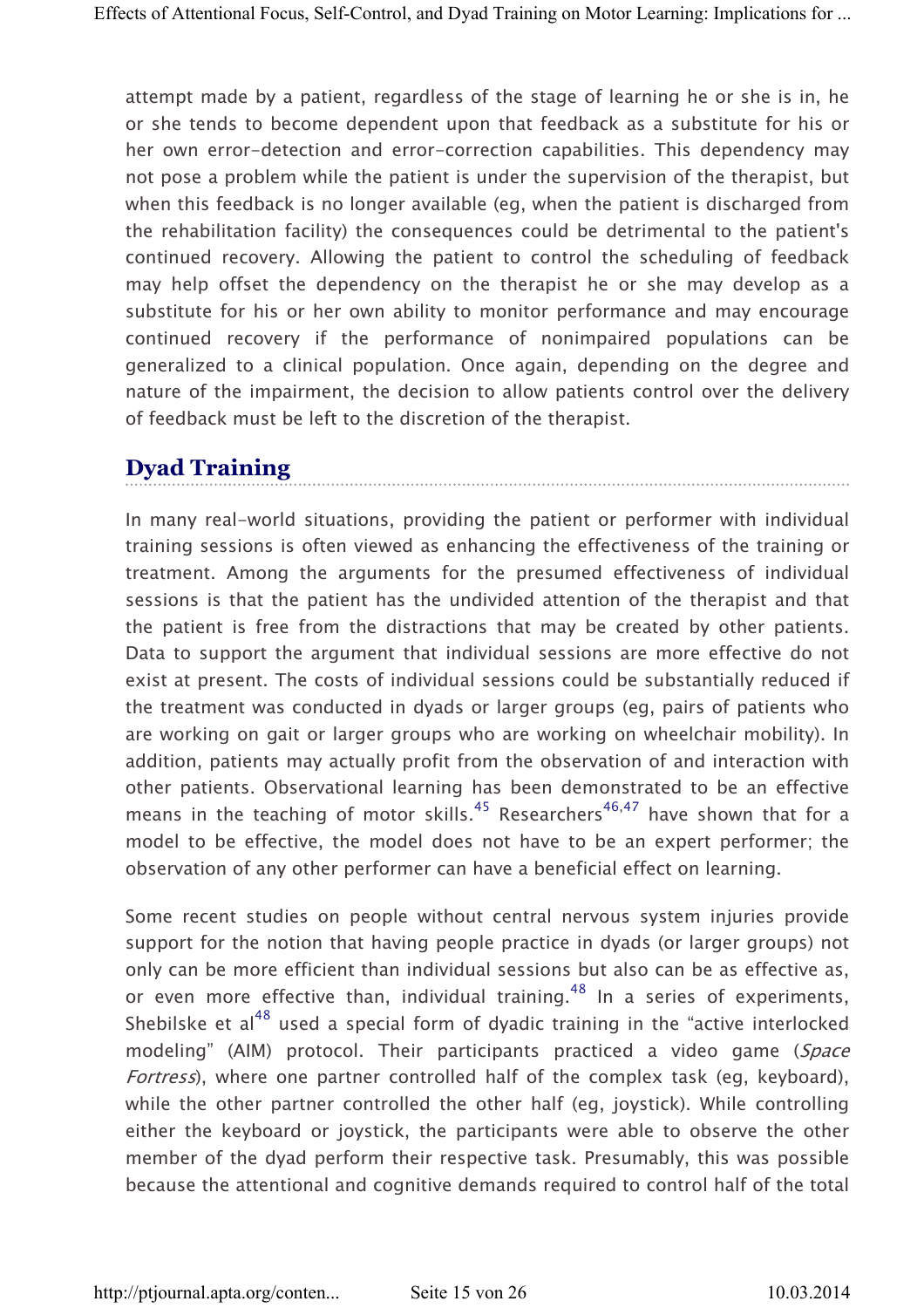attempt made by a patient, regardless of the stage of learning he or she is in, he or she tends to become dependent upon that feedback as a substitute for his or her own error-detection and error-correction capabilities. This dependency may not pose a problem while the patient is under the supervision of the therapist, but when this feedback is no longer available (eg, when the patient is discharged from the rehabilitation facility) the consequences could be detrimental to the patient's continued recovery. Allowing the patient to control the scheduling of feedback may help offset the dependency on the therapist he or she may develop as a substitute for his or her own ability to monitor performance and may encourage continued recovery if the performance of nonimpaired populations can be generalized to a clinical population. Once again, depending on the degree and nature of the impairment, the decision to allow patients control over the delivery of feedback must be left to the discretion of the therapist.

## Dyad Training

In many real-world situations, providing the patient or performer with individual training sessions is often viewed as enhancing the effectiveness of the training or treatment. Among the arguments for the presumed effectiveness of individual sessions is that the patient has the undivided attention of the therapist and that the patient is free from the distractions that may be created by other patients. Data to support the argument that individual sessions are more effective do not exist at present. The costs of individual sessions could be substantially reduced if the treatment was conducted in dyads or larger groups (eg, pairs of patients who are working on gait or larger groups who are working on wheelchair mobility). In addition, patients may actually profit from the observation of and interaction with other patients. Observational learning has been demonstrated to be an effective means in the teaching of motor skills.[45] Researchers[46,47] have shown that for a model to be effective, the model does not have to be an expert performer; the observation of any other performer can have a beneficial effect on learning.

Some recent studies on people without central nervous system injuries provide support for the notion that having people practice in dyads (or larger groups) not only can be more efficient than individual sessions but also can be as effective as, or even more effective than, individual training.[48] In a series of experiments, Shebilske et al[48] used a special form of dyadic training in the "active interlocked modeling" (AIM) protocol. Their participants practiced a video game (*Space Fortress*), where one partner controlled half of the complex task (eg, keyboard), while the other partner controlled the other half (eg, joystick). While controlling either the keyboard or joystick, the participants were able to observe the other member of the dyad perform their respective task. Presumably, this was possible because the attentional and cognitive demands required to control half of the total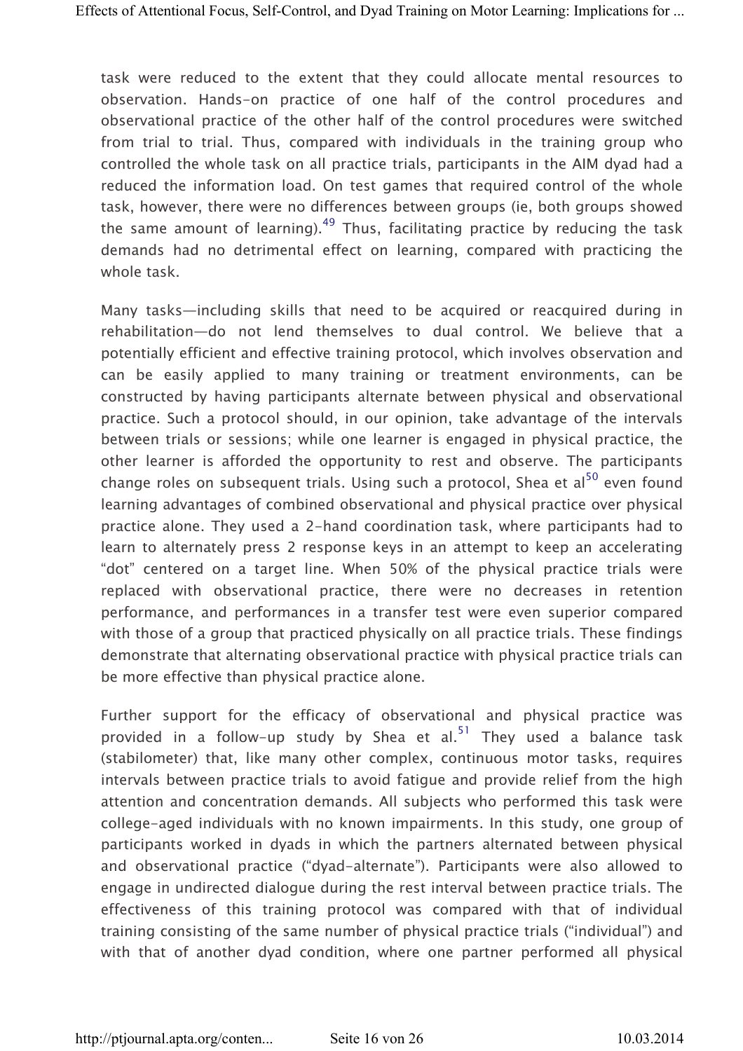task were reduced to the extent that they could allocate mental resources to observation. Hands-on practice of one half of the control procedures and observational practice of the other half of the control procedures were switched from trial to trial. Thus, compared with individuals in the training group who controlled the whole task on all practice trials, participants in the AIM dyad had a reduced the information load. On test games that required control of the whole task, however, there were no differences between groups (ie, both groups showed the same amount of learning).[49] Thus, facilitating practice by reducing the task demands had no detrimental effect on learning, compared with practicing the whole task.

Many tasks—including skills that need to be acquired or reacquired during in rehabilitation—do not lend themselves to dual control. We believe that a potentially efficient and effective training protocol, which involves observation and can be easily applied to many training or treatment environments, can be constructed by having participants alternate between physical and observational practice. Such a protocol should, in our opinion, take advantage of the intervals between trials or sessions; while one learner is engaged in physical practice, the other learner is afforded the opportunity to rest and observe. The participants change roles on subsequent trials. Using such a protocol, Shea et al[50] even found learning advantages of combined observational and physical practice over physical practice alone. They used a 2-hand coordination task, where participants had to learn to alternately press 2 response keys in an attempt to keep an accelerating "dot" centered on a target line. When 50% of the physical practice trials were replaced with observational practice, there were no decreases in retention performance, and performances in a transfer test were even superior compared with those of a group that practiced physically on all practice trials. These findings demonstrate that alternating observational practice with physical practice trials can be more effective than physical practice alone.

Further support for the efficacy of observational and physical practice was provided in a follow-up study by Shea et al.[51] They used a balance task (stabilometer) that, like many other complex, continuous motor tasks, requires intervals between practice trials to avoid fatigue and provide relief from the high attention and concentration demands. All subjects who performed this task were college-aged individuals with no known impairments. In this study, one group of participants worked in dyads in which the partners alternated between physical and observational practice ("dyad-alternate"). Participants were also allowed to engage in undirected dialogue during the rest interval between practice trials. The effectiveness of this training protocol was compared with that of individual training consisting of the same number of physical practice trials ("individual") and with that of another dyad condition, where one partner performed all physical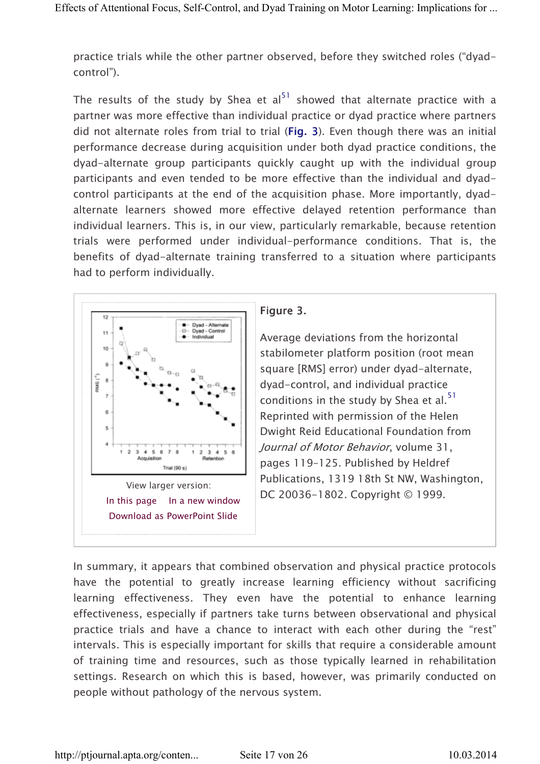practice trials while the other partner observed, before they switched roles ("dyad-control").

The results of the study by Shea et al[51] showed that alternate practice with a partner was more effective than individual practice or dyad practice where partners did not alternate roles from trial to trial (Fig. 3). Even though there was an initial performance decrease during acquisition under both dyad practice conditions, the dyad-alternate group participants quickly caught up with the individual group participants and even tended to be more effective than the individual and dyad-control participants at the end of the acquisition phase. More importantly, dyad-alternate learners showed more effective delayed retention performance than individual learners. This is, in our view, particularly remarkable, because retention trials were performed under individual-performance conditions. That is, the benefits of dyad-alternate training transferred to a situation where participants had to perform individually.

View larger version:
In this page In a new window
Download as PowerPoint Slide

**Figure 3.**

Average deviations from the horizontal stabilometer platform position (root mean square [RMS] error) under dyad-alternate, dyad-control, and individual practice conditions in the study by Shea et al.[51] Reprinted with permission of the Helen Dwight Reid Educational Foundation from *Journal of Motor Behavior*, volume 31, pages 119–125. Published by Heldref Publications, 1319 18th St NW, Washington, DC 20036-1802. Copyright © 1999.

In summary, it appears that combined observation and physical practice protocols have the potential to greatly increase learning efficiency without sacrificing learning effectiveness. They even have the potential to enhance learning effectiveness, especially if partners take turns between observational and physical practice trials and have a chance to interact with each other during the "rest" intervals. This is especially important for skills that require a considerable amount of training time and resources, such as those typically learned in rehabilitation settings. Research on which this is based, however, was primarily conducted on people without pathology of the nervous system.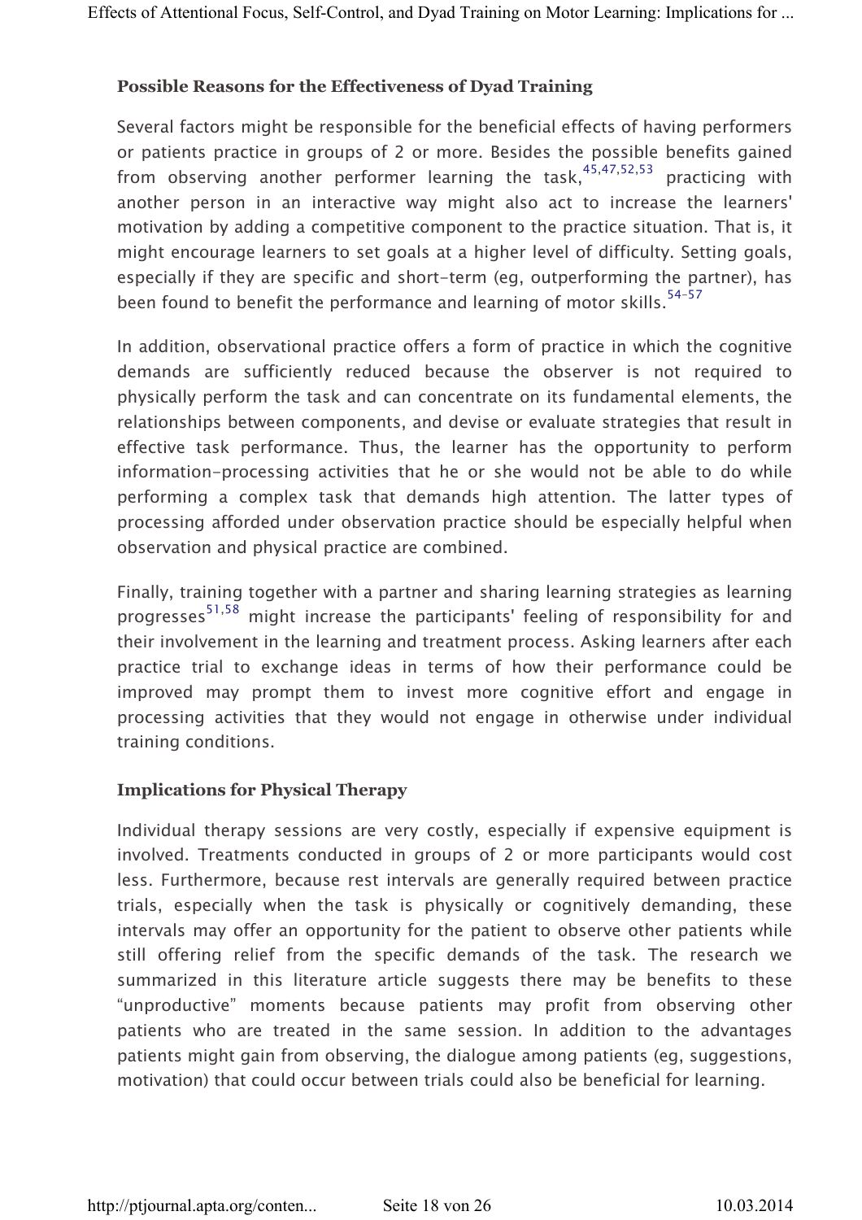### Possible Reasons for the Effectiveness of Dyad Training

Several factors might be responsible for the beneficial effects of having performers or patients practice in groups of 2 or more. Besides the possible benefits gained from observing another performer learning the task,[45,47,52,53] practicing with another person in an interactive way might also act to increase the learners' motivation by adding a competitive component to the practice situation. That is, it might encourage learners to set goals at a higher level of difficulty. Setting goals, especially if they are specific and short-term (eg, outperforming the partner), has been found to benefit the performance and learning of motor skills.[54–57]

In addition, observational practice offers a form of practice in which the cognitive demands are sufficiently reduced because the observer is not required to physically perform the task and can concentrate on its fundamental elements, the relationships between components, and devise or evaluate strategies that result in effective task performance. Thus, the learner has the opportunity to perform information-processing activities that he or she would not be able to do while performing a complex task that demands high attention. The latter types of processing afforded under observation practice should be especially helpful when observation and physical practice are combined.

Finally, training together with a partner and sharing learning strategies as learning progresses[51,58] might increase the participants' feeling of responsibility for and their involvement in the learning and treatment process. Asking learners after each practice trial to exchange ideas in terms of how their performance could be improved may prompt them to invest more cognitive effort and engage in processing activities that they would not engage in otherwise under individual training conditions.

### Implications for Physical Therapy

Individual therapy sessions are very costly, especially if expensive equipment is involved. Treatments conducted in groups of 2 or more participants would cost less. Furthermore, because rest intervals are generally required between practice trials, especially when the task is physically or cognitively demanding, these intervals may offer an opportunity for the patient to observe other patients while still offering relief from the specific demands of the task. The research we summarized in this literature article suggests there may be benefits to these "unproductive" moments because patients may profit from observing other patients who are treated in the same session. In addition to the advantages patients might gain from observing, the dialogue among patients (eg, suggestions, motivation) that could occur between trials could also be beneficial for learning.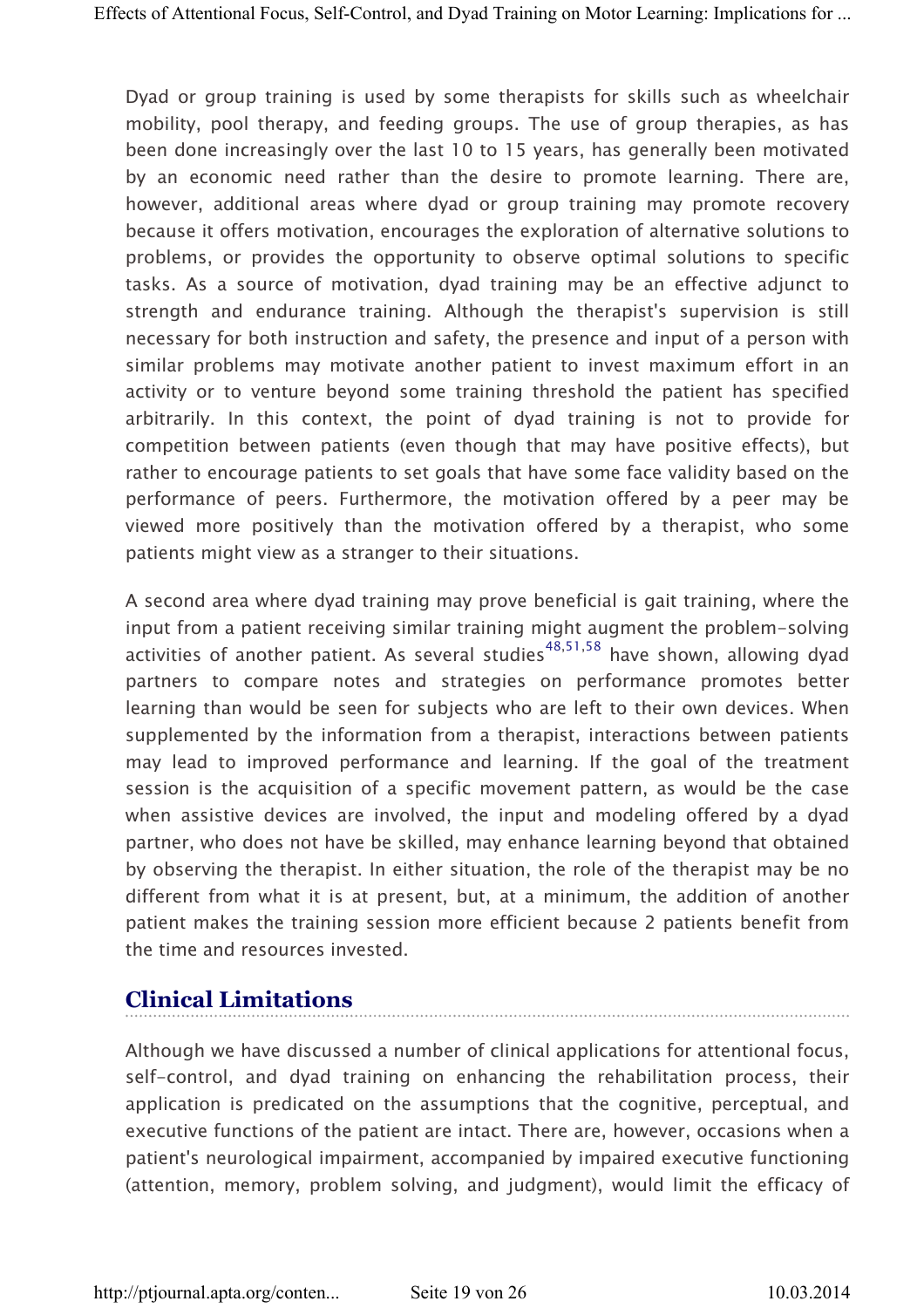Dyad or group training is used by some therapists for skills such as wheelchair mobility, pool therapy, and feeding groups. The use of group therapies, as has been done increasingly over the last 10 to 15 years, has generally been motivated by an economic need rather than the desire to promote learning. There are, however, additional areas where dyad or group training may promote recovery because it offers motivation, encourages the exploration of alternative solutions to problems, or provides the opportunity to observe optimal solutions to specific tasks. As a source of motivation, dyad training may be an effective adjunct to strength and endurance training. Although the therapist's supervision is still necessary for both instruction and safety, the presence and input of a person with similar problems may motivate another patient to invest maximum effort in an activity or to venture beyond some training threshold the patient has specified arbitrarily. In this context, the point of dyad training is not to provide for competition between patients (even though that may have positive effects), but rather to encourage patients to set goals that have some face validity based on the performance of peers. Furthermore, the motivation offered by a peer may be viewed more positively than the motivation offered by a therapist, who some patients might view as a stranger to their situations.

A second area where dyad training may prove beneficial is gait training, where the input from a patient receiving similar training might augment the problem-solving activities of another patient. As several studies[48,51,58] have shown, allowing dyad partners to compare notes and strategies on performance promotes better learning than would be seen for subjects who are left to their own devices. When supplemented by the information from a therapist, interactions between patients may lead to improved performance and learning. If the goal of the treatment session is the acquisition of a specific movement pattern, as would be the case when assistive devices are involved, the input and modeling offered by a dyad partner, who does not have be skilled, may enhance learning beyond that obtained by observing the therapist. In either situation, the role of the therapist may be no different from what it is at present, but, at a minimum, the addition of another patient makes the training session more efficient because 2 patients benefit from the time and resources invested.

## Clinical Limitations

Although we have discussed a number of clinical applications for attentional focus, self-control, and dyad training on enhancing the rehabilitation process, their application is predicated on the assumptions that the cognitive, perceptual, and executive functions of the patient are intact. There are, however, occasions when a patient's neurological impairment, accompanied by impaired executive functioning (attention, memory, problem solving, and judgment), would limit the efficacy of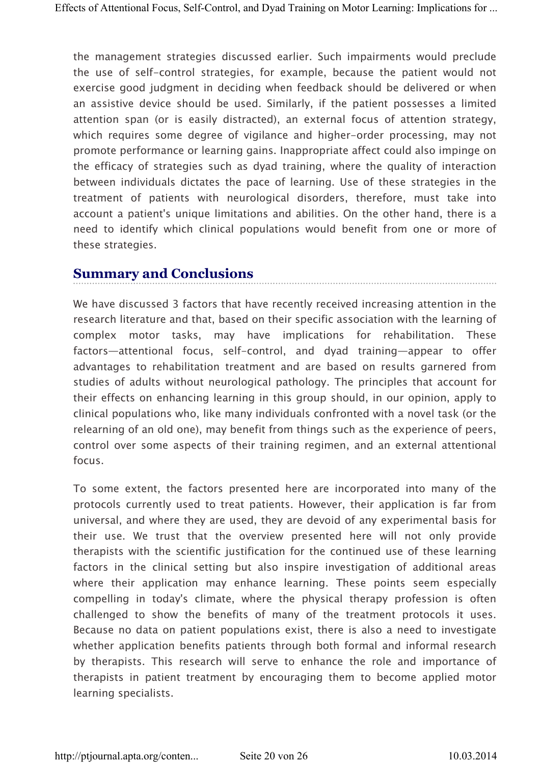the management strategies discussed earlier. Such impairments would preclude the use of self-control strategies, for example, because the patient would not exercise good judgment in deciding when feedback should be delivered or when an assistive device should be used. Similarly, if the patient possesses a limited attention span (or is easily distracted), an external focus of attention strategy, which requires some degree of vigilance and higher-order processing, may not promote performance or learning gains. Inappropriate affect could also impinge on the efficacy of strategies such as dyad training, where the quality of interaction between individuals dictates the pace of learning. Use of these strategies in the treatment of patients with neurological disorders, therefore, must take into account a patient's unique limitations and abilities. On the other hand, there is a need to identify which clinical populations would benefit from one or more of these strategies.

## Summary and Conclusions

We have discussed 3 factors that have recently received increasing attention in the research literature and that, based on their specific association with the learning of complex motor tasks, may have implications for rehabilitation. These factors—attentional focus, self-control, and dyad training—appear to offer advantages to rehabilitation treatment and are based on results garnered from studies of adults without neurological pathology. The principles that account for their effects on enhancing learning in this group should, in our opinion, apply to clinical populations who, like many individuals confronted with a novel task (or the relearning of an old one), may benefit from things such as the experience of peers, control over some aspects of their training regimen, and an external attentional focus.

To some extent, the factors presented here are incorporated into many of the protocols currently used to treat patients. However, their application is far from universal, and where they are used, they are devoid of any experimental basis for their use. We trust that the overview presented here will not only provide therapists with the scientific justification for the continued use of these learning factors in the clinical setting but also inspire investigation of additional areas where their application may enhance learning. These points seem especially compelling in today's climate, where the physical therapy profession is often challenged to show the benefits of many of the treatment protocols it uses. Because no data on patient populations exist, there is also a need to investigate whether application benefits patients through both formal and informal research by therapists. This research will serve to enhance the role and importance of therapists in patient treatment by encouraging them to become applied motor learning specialists.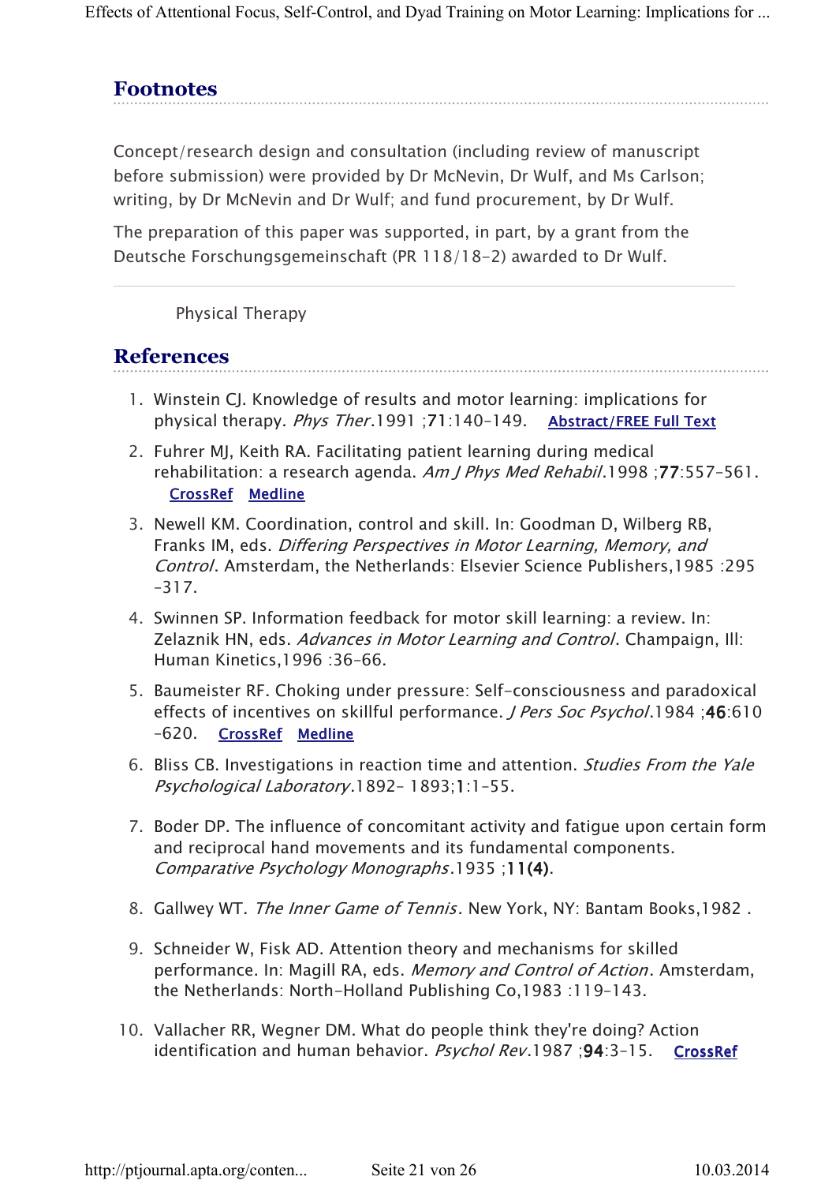## Footnotes

Concept/research design and consultation (including review of manuscript before submission) were provided by Dr McNevin, Dr Wulf, and Ms Carlson; writing, by Dr McNevin and Dr Wulf; and fund procurement, by Dr Wulf.

The preparation of this paper was supported, in part, by a grant from the Deutsche Forschungsgemeinschaft (PR 118/18-2) awarded to Dr Wulf.

Physical Therapy

## References

1. Winstein CJ. Knowledge of results and motor learning: implications for physical therapy. *Phys Ther*.1991 ;**71**:140–149. Abstract/FREE Full Text
2. Fuhrer MJ, Keith RA. Facilitating patient learning during medical rehabilitation: a research agenda. *Am J Phys Med Rehabil*.1998 ;**77**:557–561. CrossRef Medline
3. Newell KM. Coordination, control and skill. In: Goodman D, Wilberg RB, Franks IM, eds. *Differing Perspectives in Motor Learning, Memory, and Control*. Amsterdam, the Netherlands: Elsevier Science Publishers,1985 :295–317.
4. Swinnen SP. Information feedback for motor skill learning: a review. In: Zelaznik HN, eds. *Advances in Motor Learning and Control*. Champaign, Ill: Human Kinetics,1996 :36–66.
5. Baumeister RF. Choking under pressure: Self-consciousness and paradoxical effects of incentives on skillful performance. *J Pers Soc Psychol*.1984 ;**46**:610–620. CrossRef Medline
6. Bliss CB. Investigations in reaction time and attention. *Studies From the Yale Psychological Laboratory*.1892– 1893;**1**:1–55.
7. Boder DP. The influence of concomitant activity and fatigue upon certain form and reciprocal hand movements and its fundamental components. *Comparative Psychology Monographs*.1935 ;**11(4)**.
8. Gallwey WT. *The Inner Game of Tennis*. New York, NY: Bantam Books,1982 .
9. Schneider W, Fisk AD. Attention theory and mechanisms for skilled performance. In: Magill RA, eds. *Memory and Control of Action*. Amsterdam, the Netherlands: North-Holland Publishing Co,1983 :119–143.
10. Vallacher RR, Wegner DM. What do people think they're doing? Action identification and human behavior. *Psychol Rev*.1987 ;**94**:3–15. CrossRef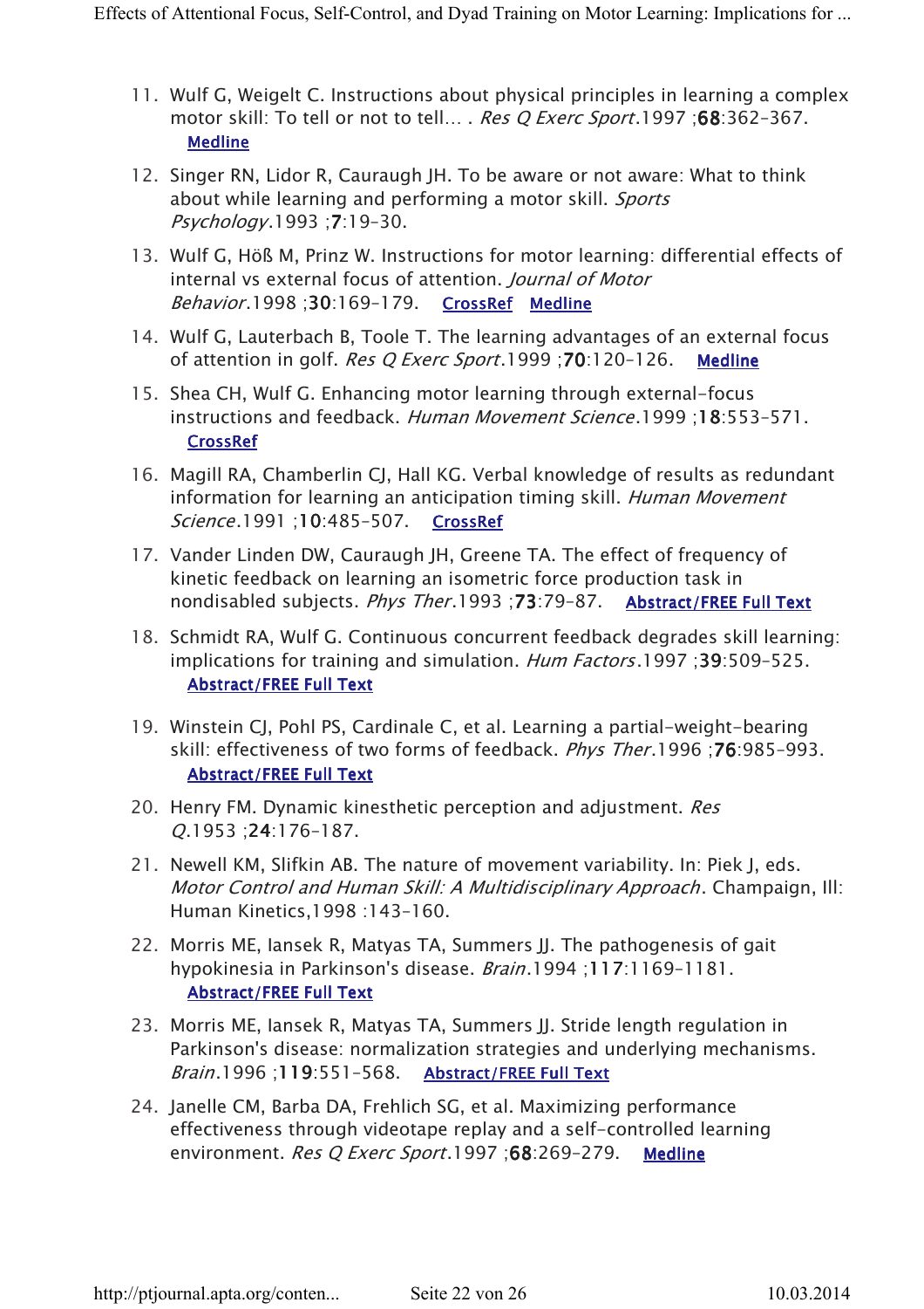11. Wulf G, Weigelt C. Instructions about physical principles in learning a complex motor skill: To tell or not to tell... . *Res Q Exerc Sport*.1997 ;**68**:362–367. Medline

12. Singer RN, Lidor R, Cauraugh JH. To be aware or not aware: What to think about while learning and performing a motor skill. *Sports Psychology*.1993 ;**7**:19–30.

13. Wulf G, Höß M, Prinz W. Instructions for motor learning: differential effects of internal vs external focus of attention. *Journal of Motor Behavior*.1998 ;**30**:169–179. CrossRef Medline

14. Wulf G, Lauterbach B, Toole T. The learning advantages of an external focus of attention in golf. *Res Q Exerc Sport*.1999 ;**70**:120–126. Medline

15. Shea CH, Wulf G. Enhancing motor learning through external-focus instructions and feedback. *Human Movement Science*.1999 ;**18**:553–571. CrossRef

16. Magill RA, Chamberlin CJ, Hall KG. Verbal knowledge of results as redundant information for learning an anticipation timing skill. *Human Movement Science*.1991 ;**10**:485–507. CrossRef

17. Vander Linden DW, Cauraugh JH, Greene TA. The effect of frequency of kinetic feedback on learning an isometric force production task in nondisabled subjects. *Phys Ther*.1993 ;**73**:79–87. Abstract/FREE Full Text

18. Schmidt RA, Wulf G. Continuous concurrent feedback degrades skill learning: implications for training and simulation. *Hum Factors*.1997 ;**39**:509–525. Abstract/FREE Full Text

19. Winstein CJ, Pohl PS, Cardinale C, et al. Learning a partial-weight-bearing skill: effectiveness of two forms of feedback. *Phys Ther*.1996 ;**76**:985–993. Abstract/FREE Full Text

20. Henry FM. Dynamic kinesthetic perception and adjustment. *Res Q*.1953 ;**24**:176–187.

21. Newell KM, Slifkin AB. The nature of movement variability. In: Piek J, eds. *Motor Control and Human Skill: A Multidisciplinary Approach*. Champaign, Ill: Human Kinetics,1998 :143–160.

22. Morris ME, Iansek R, Matyas TA, Summers JJ. The pathogenesis of gait hypokinesia in Parkinson's disease. *Brain*.1994 ;**117**:1169–1181. Abstract/FREE Full Text

23. Morris ME, Iansek R, Matyas TA, Summers JJ. Stride length regulation in Parkinson's disease: normalization strategies and underlying mechanisms. *Brain*.1996 ;**119**:551–568. Abstract/FREE Full Text

24. Janelle CM, Barba DA, Frehlich SG, et al. Maximizing performance effectiveness through videotape replay and a self-controlled learning environment. *Res Q Exerc Sport*.1997 ;**68**:269–279. Medline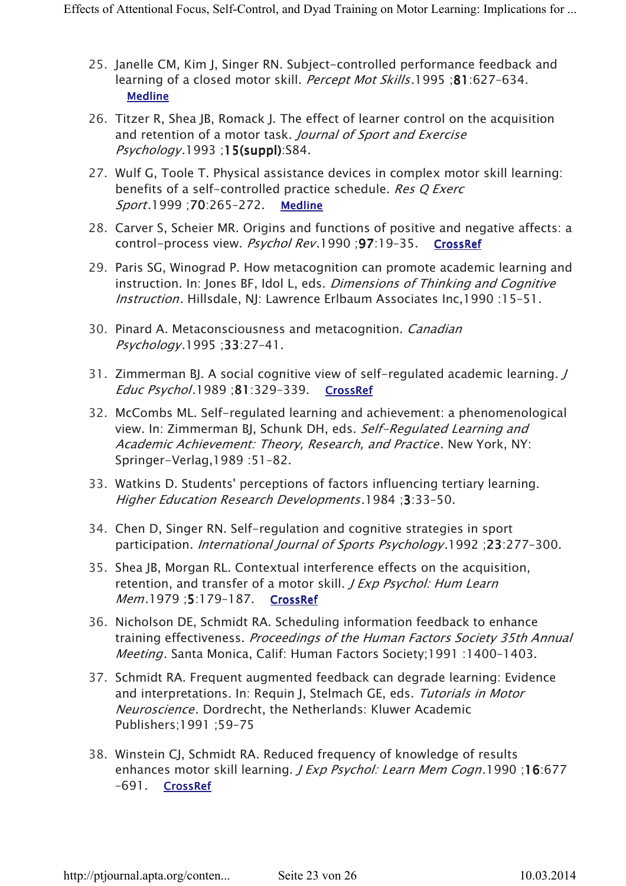25. Janelle CM, Kim J, Singer RN. Subject-controlled performance feedback and learning of a closed motor skill. *Percept Mot Skills*.1995 ;**81**:627–634. Medline

26. Titzer R, Shea JB, Romack J. The effect of learner control on the acquisition and retention of a motor task. *Journal of Sport and Exercise Psychology*.1993 ;**15(suppl)**:S84.

27. Wulf G, Toole T. Physical assistance devices in complex motor skill learning: benefits of a self-controlled practice schedule. *Res Q Exerc Sport*.1999 ;**70**:265–272. Medline

28. Carver S, Scheier MR. Origins and functions of positive and negative affects: a control-process view. *Psychol Rev*.1990 ;**97**:19–35. CrossRef

29. Paris SG, Winograd P. How metacognition can promote academic learning and instruction. In: Jones BF, Idol L, eds. *Dimensions of Thinking and Cognitive Instruction*. Hillsdale, NJ: Lawrence Erlbaum Associates Inc,1990 :15–51.

30. Pinard A. Metaconsciousness and metacognition. *Canadian Psychology*.1995 ;**33**:27–41.

31. Zimmerman BJ. A social cognitive view of self-regulated academic learning. *J Educ Psychol*.1989 ;**81**:329–339. CrossRef

32. McCombs ML. Self-regulated learning and achievement: a phenomenological view. In: Zimmerman BJ, Schunk DH, eds. *Self-Regulated Learning and Academic Achievement: Theory, Research, and Practice*. New York, NY: Springer-Verlag,1989 :51–82.

33. Watkins D. Students' perceptions of factors influencing tertiary learning. *Higher Education Research Developments*.1984 ;**3**:33–50.

34. Chen D, Singer RN. Self-regulation and cognitive strategies in sport participation. *International Journal of Sports Psychology*.1992 ;**23**:277–300.

35. Shea JB, Morgan RL. Contextual interference effects on the acquisition, retention, and transfer of a motor skill. *J Exp Psychol: Hum Learn Mem*.1979 ;**5**:179–187. CrossRef

36. Nicholson DE, Schmidt RA. Scheduling information feedback to enhance training effectiveness. *Proceedings of the Human Factors Society 35th Annual Meeting*. Santa Monica, Calif: Human Factors Society;1991 :1400–1403.

37. Schmidt RA. Frequent augmented feedback can degrade learning: Evidence and interpretations. In: Requin J, Stelmach GE, eds. *Tutorials in Motor Neuroscience*. Dordrecht, the Netherlands: Kluwer Academic Publishers;1991 ;59–75

38. Winstein CJ, Schmidt RA. Reduced frequency of knowledge of results enhances motor skill learning. *J Exp Psychol: Learn Mem Cogn*.1990 ;**16**:677–691. CrossRef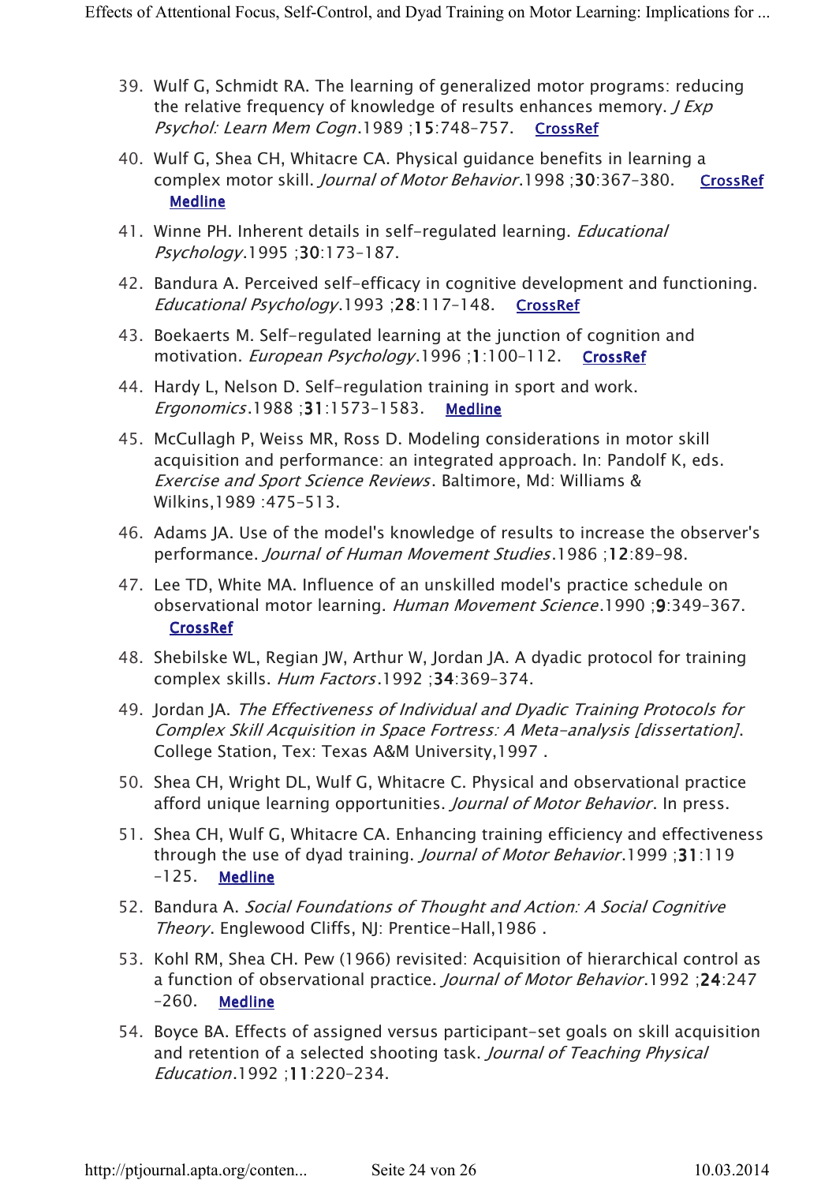39. Wulf G, Schmidt RA. The learning of generalized motor programs: reducing the relative frequency of knowledge of results enhances memory. *J Exp Psychol: Learn Mem Cogn*.1989 ;**15**:748-757. CrossRef

40. Wulf G, Shea CH, Whitacre CA. Physical guidance benefits in learning a complex motor skill. *Journal of Motor Behavior*.1998 ;**30**:367-380. CrossRef Medline

41. Winne PH. Inherent details in self-regulated learning. *Educational Psychology*.1995 ;**30**:173-187.

42. Bandura A. Perceived self-efficacy in cognitive development and functioning. *Educational Psychology*.1993 ;**28**:117-148. CrossRef

43. Boekaerts M. Self-regulated learning at the junction of cognition and motivation. *European Psychology*.1996 ;**1**:100-112. CrossRef

44. Hardy L, Nelson D. Self-regulation training in sport and work. *Ergonomics*.1988 ;**31**:1573-1583. Medline

45. McCullagh P, Weiss MR, Ross D. Modeling considerations in motor skill acquisition and performance: an integrated approach. In: Pandolf K, eds. *Exercise and Sport Science Reviews*. Baltimore, Md: Williams & Wilkins,1989 :475-513.

46. Adams JA. Use of the model's knowledge of results to increase the observer's performance. *Journal of Human Movement Studies*.1986 ;**12**:89-98.

47. Lee TD, White MA. Influence of an unskilled model's practice schedule on observational motor learning. *Human Movement Science*.1990 ;**9**:349-367. CrossRef

48. Shebilske WL, Regian JW, Arthur W, Jordan JA. A dyadic protocol for training complex skills. *Hum Factors*.1992 ;**34**:369-374.

49. Jordan JA. *The Effectiveness of Individual and Dyadic Training Protocols for Complex Skill Acquisition in Space Fortress: A Meta-analysis [dissertation]*. College Station, Tex: Texas A&M University,1997 .

50. Shea CH, Wright DL, Wulf G, Whitacre C. Physical and observational practice afford unique learning opportunities. *Journal of Motor Behavior*. In press.

51. Shea CH, Wulf G, Whitacre CA. Enhancing training efficiency and effectiveness through the use of dyad training. *Journal of Motor Behavior*.1999 ;**31**:119-125. Medline

52. Bandura A. *Social Foundations of Thought and Action: A Social Cognitive Theory*. Englewood Cliffs, NJ: Prentice-Hall,1986 .

53. Kohl RM, Shea CH. Pew (1966) revisited: Acquisition of hierarchical control as a function of observational practice. *Journal of Motor Behavior*.1992 ;**24**:247-260. Medline

54. Boyce BA. Effects of assigned versus participant-set goals on skill acquisition and retention of a selected shooting task. *Journal of Teaching Physical Education*.1992 ;**11**:220-234.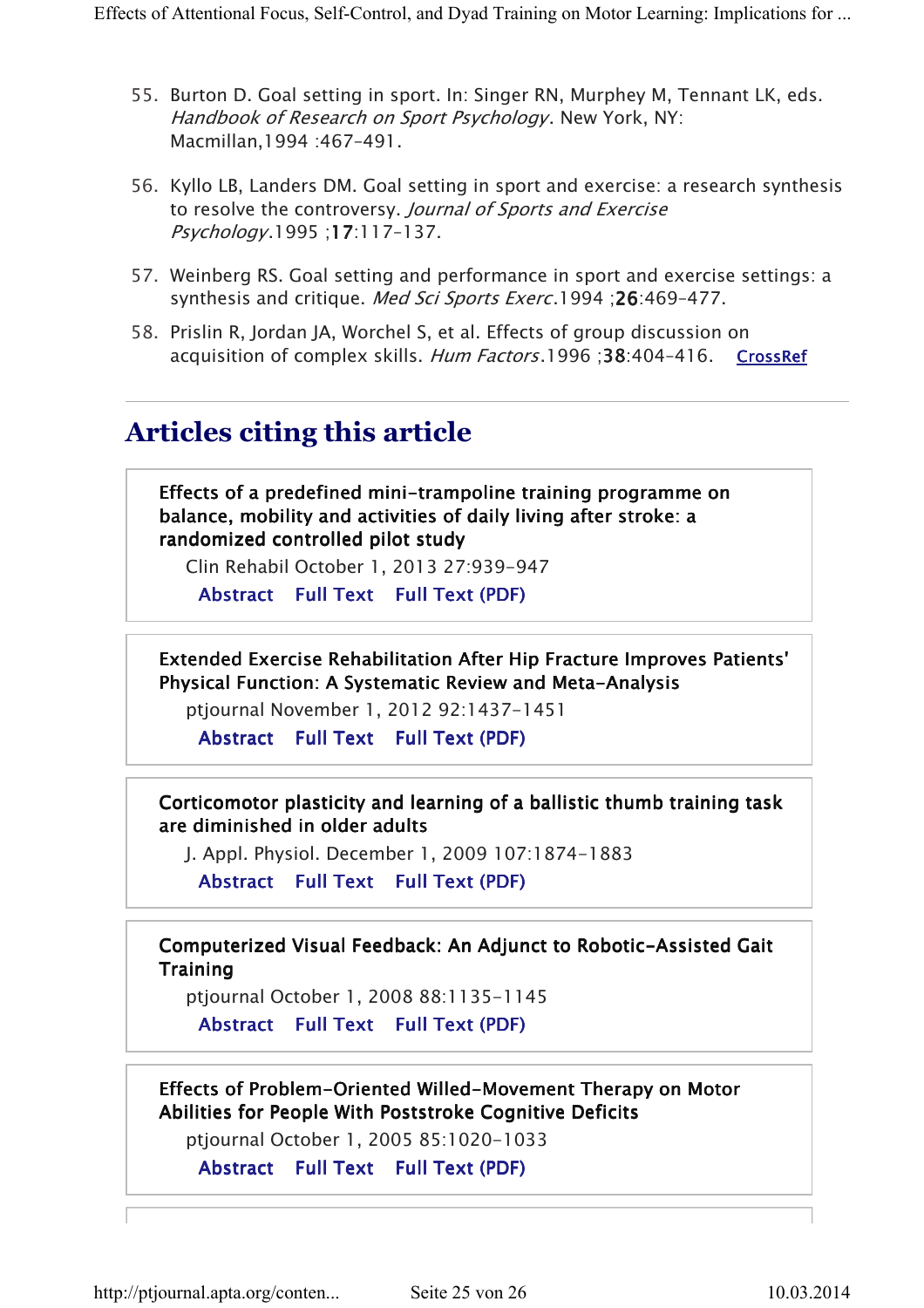55. Burton D. Goal setting in sport. In: Singer RN, Murphey M, Tennant LK, eds. *Handbook of Research on Sport Psychology*. New York, NY: Macmillan,1994 :467–491.

56. Kyllo LB, Landers DM. Goal setting in sport and exercise: a research synthesis to resolve the controversy. *Journal of Sports and Exercise Psychology*.1995 ;**17**:117–137.

57. Weinberg RS. Goal setting and performance in sport and exercise settings: a synthesis and critique. *Med Sci Sports Exerc*.1994 ;**26**:469–477.

58. Prislin R, Jordan JA, Worchel S, et al. Effects of group discussion on acquisition of complex skills. *Hum Factors*.1996 ;**38**:404–416. CrossRef

## Articles citing this article

**Effects of a predefined mini-trampoline training programme on balance, mobility and activities of daily living after stroke: a randomized controlled pilot study**
Clin Rehabil October 1, 2013 27:939-947
Abstract Full Text Full Text (PDF)

**Extended Exercise Rehabilitation After Hip Fracture Improves Patients' Physical Function: A Systematic Review and Meta-Analysis**
ptjournal November 1, 2012 92:1437-1451
Abstract Full Text Full Text (PDF)

**Corticomotor plasticity and learning of a ballistic thumb training task are diminished in older adults**
J. Appl. Physiol. December 1, 2009 107:1874-1883
Abstract Full Text Full Text (PDF)

**Computerized Visual Feedback: An Adjunct to Robotic-Assisted Gait Training**
ptjournal October 1, 2008 88:1135-1145
Abstract Full Text Full Text (PDF)

**Effects of Problem-Oriented Willed-Movement Therapy on Motor Abilities for People With Poststroke Cognitive Deficits**
ptjournal October 1, 2005 85:1020-1033
Abstract Full Text Full Text (PDF)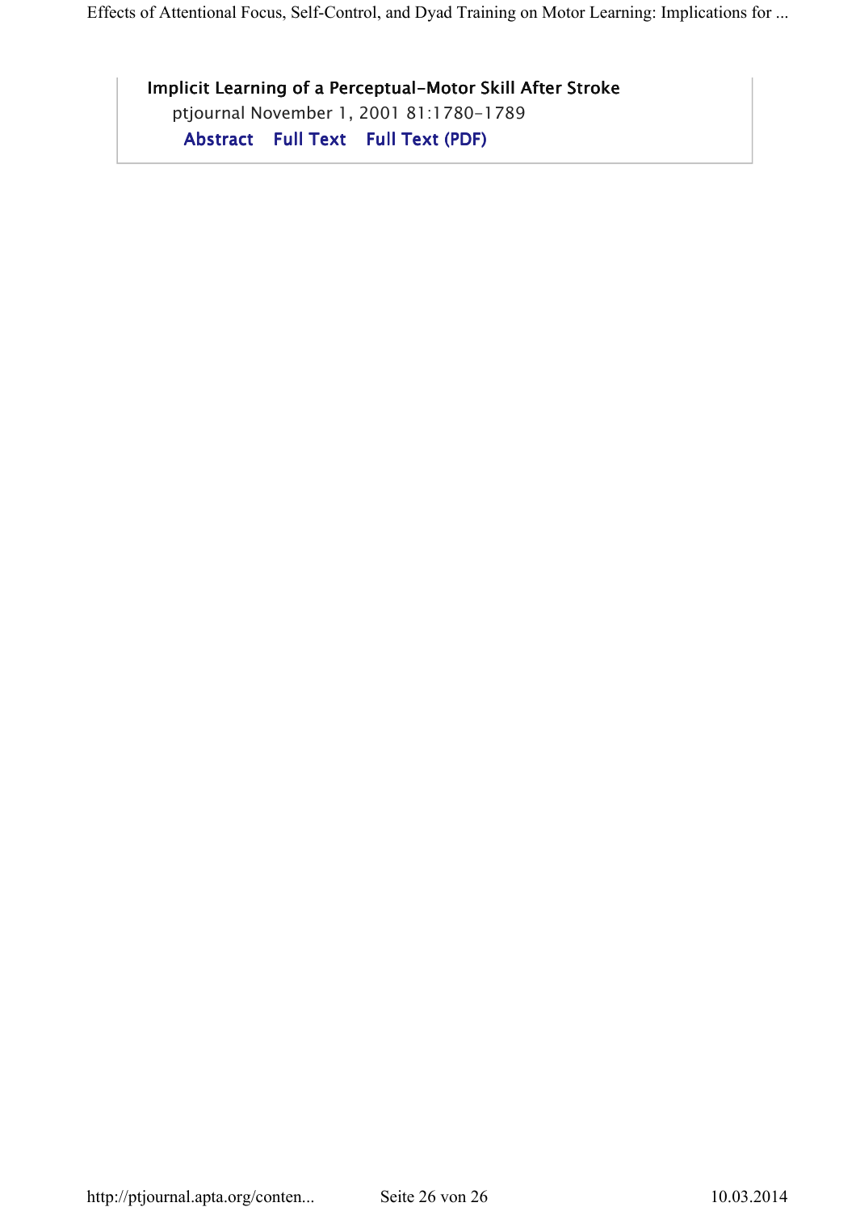**Implicit Learning of a Perceptual-Motor Skill After Stroke**

ptjournal November 1, 2001 81:1780-1789

Abstract    Full Text    Full Text (PDF)